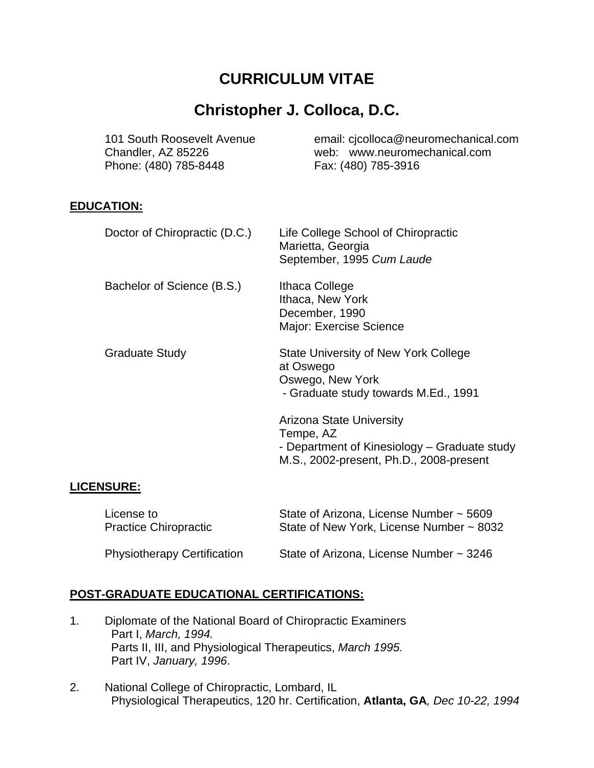# CURRICULUM VITAE

## Christopher J. Colloca, D.C.

101 South Roosevelt Avenue
Chandler, AZ 85226
Phone: (480) 785-8448

email: cjcolloca@neuromechanical.com
web: www.neuromechanical.com
Fax: (480) 785-3916

**EDUCATION:**

| | |
|---|---|
| Doctor of Chiropractic (D.C.) | Life College School of Chiropractic<br>Marietta, Georgia<br>September, 1995 *Cum Laude* |
| Bachelor of Science (B.S.) | Ithaca College<br>Ithaca, New York<br>December, 1990<br>Major: Exercise Science |
| Graduate Study | State University of New York College at Oswego<br>Oswego, New York<br>- Graduate study towards M.Ed., 1991 |
| | Arizona State University<br>Tempe, AZ<br>- Department of Kinesiology – Graduate study<br>M.S., 2002-present, Ph.D., 2008-present |

**LICENSURE:**

| | |
|---|---|
| License to Practice Chiropractic | State of Arizona, License Number ~ 5609<br>State of New York, License Number ~ 8032 |
| Physiotherapy Certification | State of Arizona, License Number ~ 3246 |

**POST-GRADUATE EDUCATIONAL CERTIFICATIONS:**

1. Diplomate of the National Board of Chiropractic Examiners
   Part I, *March, 1994.*
   Parts II, III, and Physiological Therapeutics, *March 1995.*
   Part IV, *January, 1996*.

2. National College of Chiropractic, Lombard, IL
   Physiological Therapeutics, 120 hr. Certification, **Atlanta, GA***, Dec 10-22, 1994*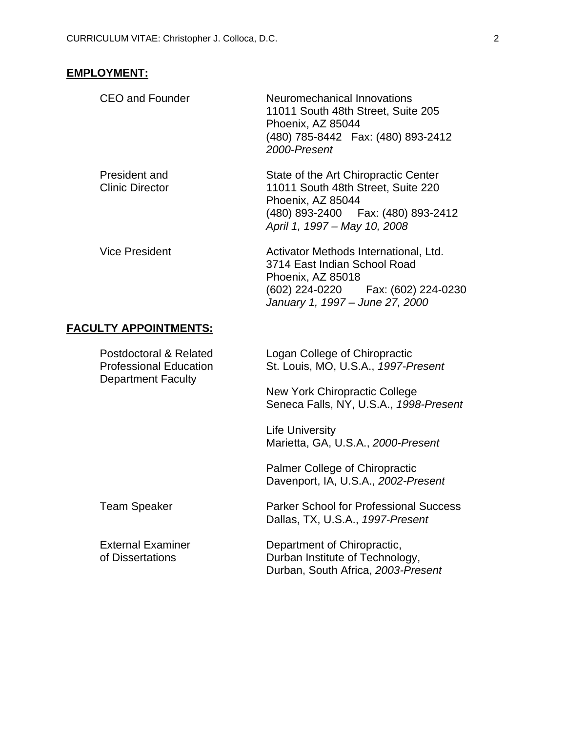## EMPLOYMENT:

**CEO and Founder**
Neuromechanical Innovations
11011 South 48th Street, Suite 205
Phoenix, AZ 85044
(480) 785-8442 Fax: (480) 893-2412
*2000-Present*

**President and Clinic Director**
State of the Art Chiropractic Center
11011 South 48th Street, Suite 220
Phoenix, AZ 85044
(480) 893-2400 Fax: (480) 893-2412
*April 1, 1997 – May 10, 2008*

**Vice President**
Activator Methods International, Ltd.
3714 East Indian School Road
Phoenix, AZ 85018
(602) 224-0220 Fax: (602) 224-0230
*January 1, 1997 – June 27, 2000*

## FACULTY APPOINTMENTS:

**Postdoctoral & Related Professional Education Department Faculty**

Logan College of Chiropractic
St. Louis, MO, U.S.A., *1997-Present*

New York Chiropractic College
Seneca Falls, NY, U.S.A., *1998-Present*

Life University
Marietta, GA, U.S.A., *2000-Present*

Palmer College of Chiropractic
Davenport, IA, U.S.A., *2002-Present*

**Team Speaker**
Parker School for Professional Success
Dallas, TX, U.S.A., *1997-Present*

**External Examiner of Dissertations**
Department of Chiropractic,
Durban Institute of Technology,
Durban, South Africa, *2003-Present*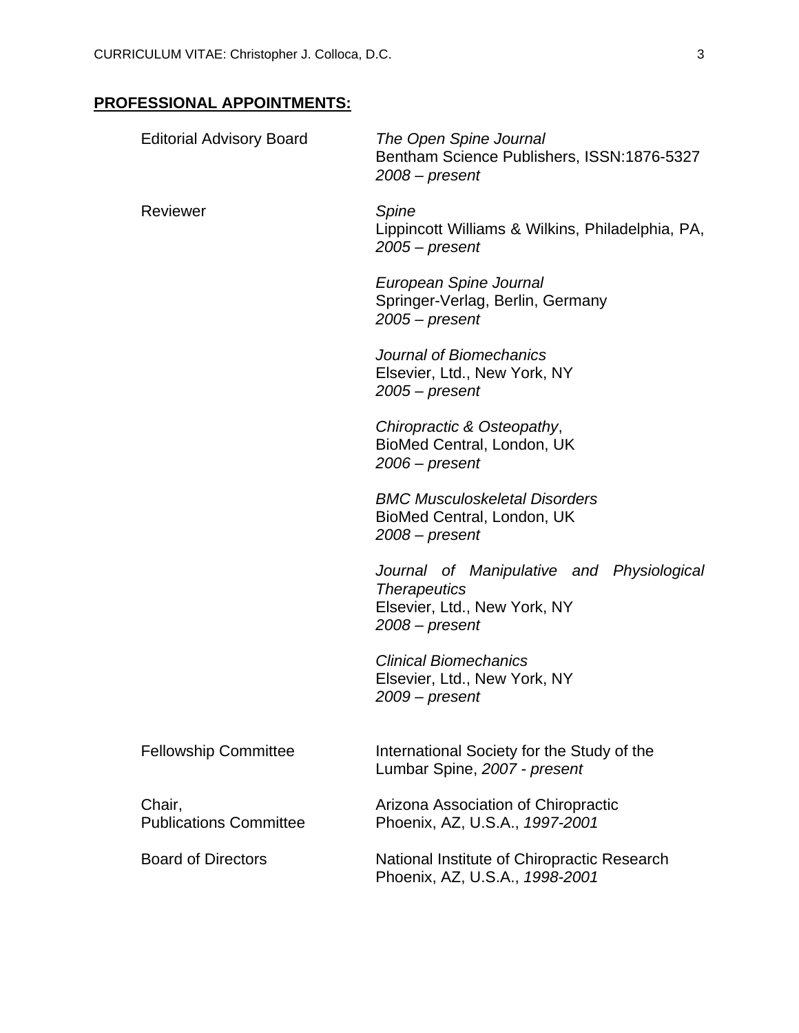## PROFESSIONAL APPOINTMENTS:

| | |
|---|---|
| Editorial Advisory Board | *The Open Spine Journal*<br>Bentham Science Publishers, ISSN:1876-5327<br>*2008 – present* |
| Reviewer | *Spine*<br>Lippincott Williams & Wilkins, Philadelphia, PA, *2005 – present* |
| | *European Spine Journal*<br>Springer-Verlag, Berlin, Germany<br>*2005 – present* |
| | *Journal of Biomechanics*<br>Elsevier, Ltd., New York, NY<br>*2005 – present* |
| | *Chiropractic & Osteopathy*,<br>BioMed Central, London, UK<br>*2006 – present* |
| | *BMC Musculoskeletal Disorders*<br>BioMed Central, London, UK<br>*2008 – present* |
| | *Journal of Manipulative and Physiological Therapeutics*<br>Elsevier, Ltd., New York, NY<br>*2008 – present* |
| | *Clinical Biomechanics*<br>Elsevier, Ltd., New York, NY<br>*2009 – present* |
| Fellowship Committee | International Society for the Study of the Lumbar Spine, *2007 - present* |
| Chair,<br>Publications Committee | Arizona Association of Chiropractic<br>Phoenix, AZ, U.S.A., *1997-2001* |
| Board of Directors | National Institute of Chiropractic Research<br>Phoenix, AZ, U.S.A., *1998-2001* |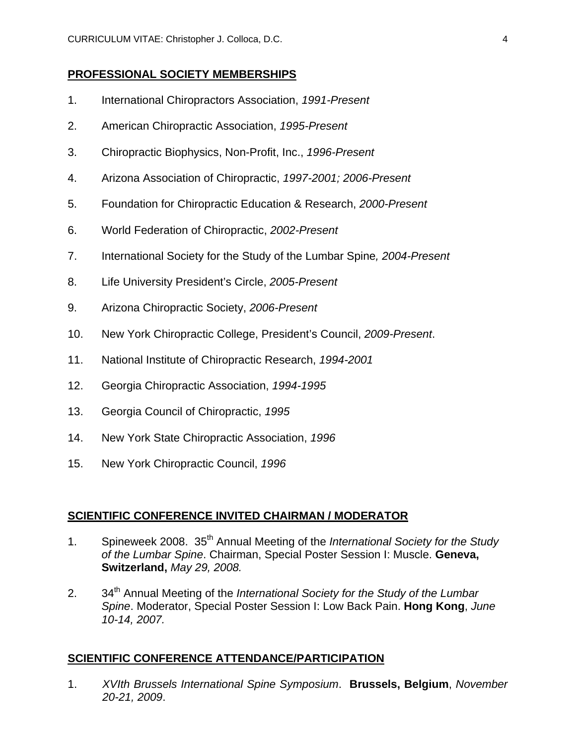## PROFESSIONAL SOCIETY MEMBERSHIPS

1. International Chiropractors Association, *1991-Present*
2. American Chiropractic Association, *1995-Present*
3. Chiropractic Biophysics, Non-Profit, Inc., *1996-Present*
4. Arizona Association of Chiropractic, *1997-2001; 2006-Present*
5. Foundation for Chiropractic Education & Research, *2000-Present*
6. World Federation of Chiropractic, *2002-Present*
7. International Society for the Study of the Lumbar Spine*, 2004-Present*
8. Life University President's Circle, *2005-Present*
9. Arizona Chiropractic Society, *2006-Present*
10. New York Chiropractic College, President's Council, *2009-Present*.
11. National Institute of Chiropractic Research, *1994-2001*
12. Georgia Chiropractic Association, *1994-1995*
13. Georgia Council of Chiropractic, *1995*
14. New York State Chiropractic Association, *1996*
15. New York Chiropractic Council, *1996*

## SCIENTIFIC CONFERENCE INVITED CHAIRMAN / MODERATOR

1. Spineweek 2008. 35th Annual Meeting of the *International Society for the Study of the Lumbar Spine*. Chairman, Special Poster Session I: Muscle. **Geneva, Switzerland,** *May 29, 2008.*
2. 34th Annual Meeting of the *International Society for the Study of the Lumbar Spine*. Moderator, Special Poster Session I: Low Back Pain. **Hong Kong**, *June 10-14, 2007.*

## SCIENTIFIC CONFERENCE ATTENDANCE/PARTICIPATION

1. *XVIth Brussels International Spine Symposium*. **Brussels, Belgium**, *November 20-21, 2009*.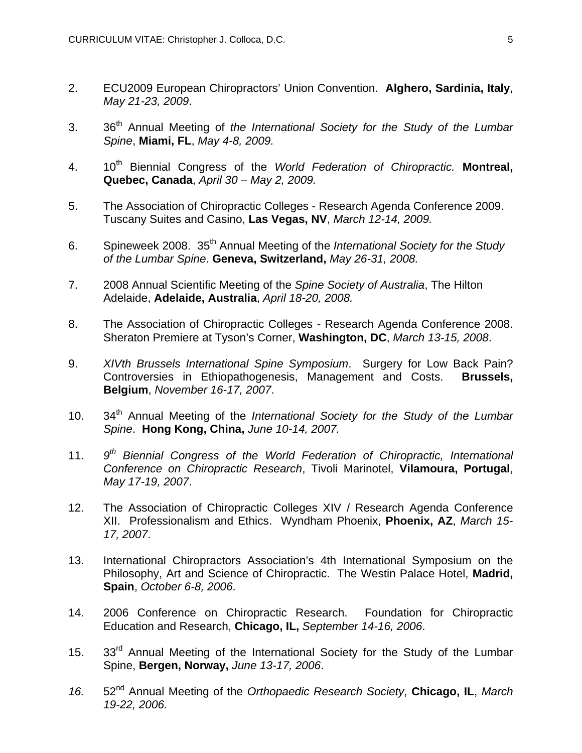2. ECU2009 European Chiropractors' Union Convention. **Alghero, Sardinia, Italy**, *May 21-23, 2009*.

3. 36th Annual Meeting of *the International Society for the Study of the Lumbar Spine*, **Miami, FL**, *May 4-8, 2009.*

4. 10th Biennial Congress of the *World Federation of Chiropractic.* **Montreal, Quebec, Canada**, *April 30 – May 2, 2009.*

5. The Association of Chiropractic Colleges - Research Agenda Conference 2009. Tuscany Suites and Casino, **Las Vegas, NV**, *March 12-14, 2009.*

6. Spineweek 2008. 35th Annual Meeting of the *International Society for the Study of the Lumbar Spine*. **Geneva, Switzerland,** *May 26-31, 2008.*

7. 2008 Annual Scientific Meeting of the *Spine Society of Australia*, The Hilton Adelaide, **Adelaide, Australia**, *April 18-20, 2008.*

8. The Association of Chiropractic Colleges - Research Agenda Conference 2008. Sheraton Premiere at Tyson's Corner, **Washington, DC**, *March 13-15, 2008*.

9. *XIVth Brussels International Spine Symposium*. Surgery for Low Back Pain? Controversies in Ethiopathogenesis, Management and Costs. **Brussels, Belgium**, *November 16-17, 2007*.

10. 34th Annual Meeting of the *International Society for the Study of the Lumbar Spine*. **Hong Kong, China,** *June 10-14, 2007.*

11. *9th Biennial Congress of the World Federation of Chiropractic, International Conference on Chiropractic Research*, Tivoli Marinotel, **Vilamoura, Portugal**, *May 17-19, 2007*.

12. The Association of Chiropractic Colleges XIV / Research Agenda Conference XII. Professionalism and Ethics. Wyndham Phoenix, **Phoenix, AZ**, *March 15-17, 2007*.

13. International Chiropractors Association's 4th International Symposium on the Philosophy, Art and Science of Chiropractic. The Westin Palace Hotel, **Madrid, Spain**, *October 6-8, 2006*.

14. 2006 Conference on Chiropractic Research. Foundation for Chiropractic Education and Research, **Chicago, IL,** *September 14-16, 2006*.

15. 33rd Annual Meeting of the International Society for the Study of the Lumbar Spine, **Bergen, Norway,** *June 13-17, 2006*.

16. 52nd Annual Meeting of the *Orthopaedic Research Society*, **Chicago, IL**, *March 19-22, 2006.*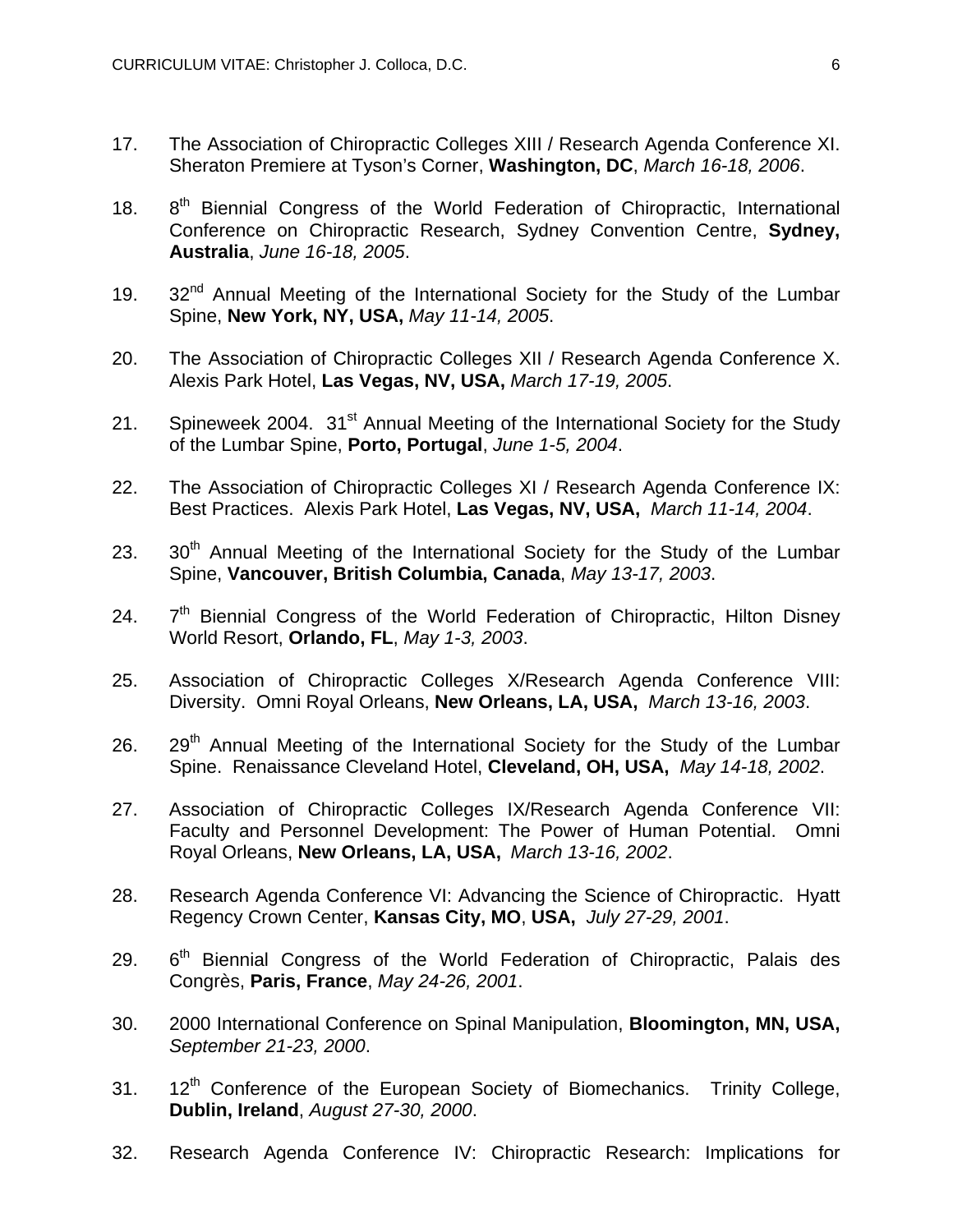17. The Association of Chiropractic Colleges XIII / Research Agenda Conference XI. Sheraton Premiere at Tyson's Corner, **Washington, DC**, *March 16-18, 2006*.

18. 8th Biennial Congress of the World Federation of Chiropractic, International Conference on Chiropractic Research, Sydney Convention Centre, **Sydney, Australia**, *June 16-18, 2005*.

19. 32nd Annual Meeting of the International Society for the Study of the Lumbar Spine, **New York, NY, USA,** *May 11-14, 2005*.

20. The Association of Chiropractic Colleges XII / Research Agenda Conference X. Alexis Park Hotel, **Las Vegas, NV, USA,** *March 17-19, 2005*.

21. Spineweek 2004. 31st Annual Meeting of the International Society for the Study of the Lumbar Spine, **Porto, Portugal**, *June 1-5, 2004*.

22. The Association of Chiropractic Colleges XI / Research Agenda Conference IX: Best Practices. Alexis Park Hotel, **Las Vegas, NV, USA,** *March 11-14, 2004*.

23. 30th Annual Meeting of the International Society for the Study of the Lumbar Spine, **Vancouver, British Columbia, Canada**, *May 13-17, 2003*.

24. 7th Biennial Congress of the World Federation of Chiropractic, Hilton Disney World Resort, **Orlando, FL**, *May 1-3, 2003*.

25. Association of Chiropractic Colleges X/Research Agenda Conference VIII: Diversity. Omni Royal Orleans, **New Orleans, LA, USA,** *March 13-16, 2003*.

26. 29th Annual Meeting of the International Society for the Study of the Lumbar Spine. Renaissance Cleveland Hotel, **Cleveland, OH, USA,** *May 14-18, 2002*.

27. Association of Chiropractic Colleges IX/Research Agenda Conference VII: Faculty and Personnel Development: The Power of Human Potential. Omni Royal Orleans, **New Orleans, LA, USA,** *March 13-16, 2002*.

28. Research Agenda Conference VI: Advancing the Science of Chiropractic. Hyatt Regency Crown Center, **Kansas City, MO**, **USA,** *July 27-29, 2001*.

29. 6th Biennial Congress of the World Federation of Chiropractic, Palais des Congrès, **Paris, France**, *May 24-26, 2001*.

30. 2000 International Conference on Spinal Manipulation, **Bloomington, MN, USA,** *September 21-23, 2000*.

31. 12th Conference of the European Society of Biomechanics. Trinity College, **Dublin, Ireland**, *August 27-30, 2000*.

32. Research Agenda Conference IV: Chiropractic Research: Implications for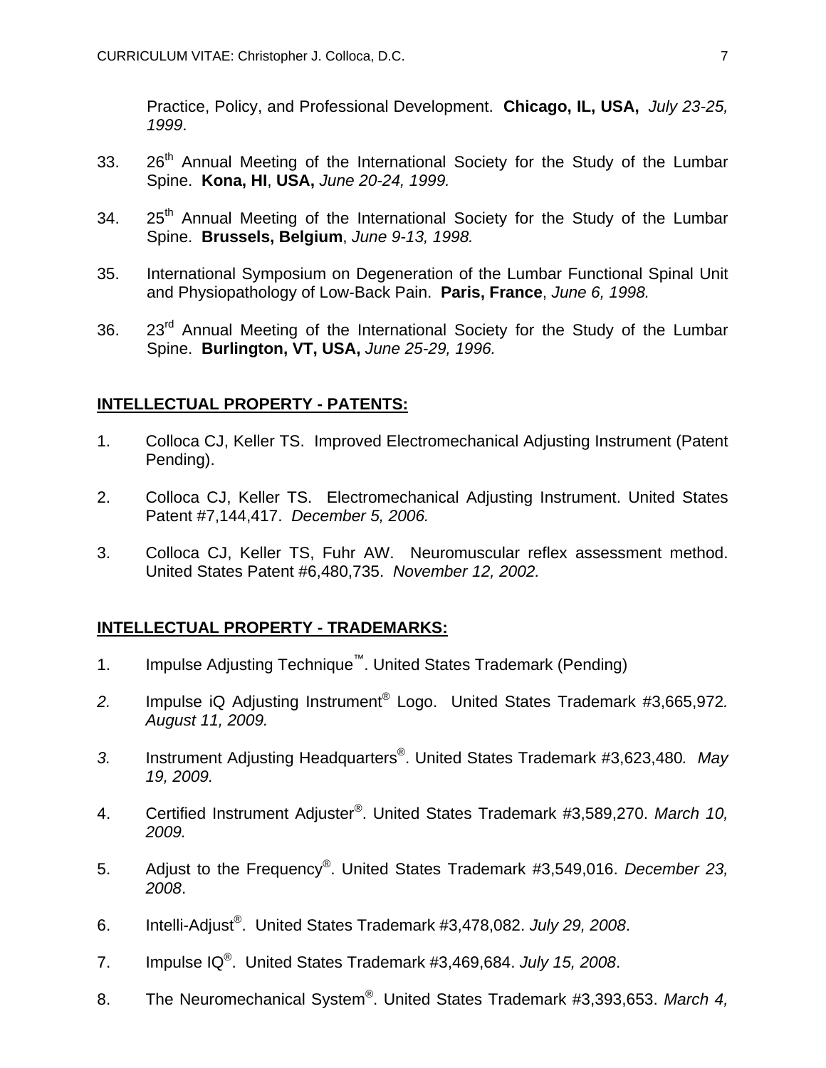Practice, Policy, and Professional Development. **Chicago, IL, USA,** *July 23-25, 1999*.

33. 26th Annual Meeting of the International Society for the Study of the Lumbar Spine. **Kona, HI**, **USA,** *June 20-24, 1999.*

34. 25th Annual Meeting of the International Society for the Study of the Lumbar Spine. **Brussels, Belgium**, *June 9-13, 1998.*

35. International Symposium on Degeneration of the Lumbar Functional Spinal Unit and Physiopathology of Low-Back Pain. **Paris, France**, *June 6, 1998.*

36. 23rd Annual Meeting of the International Society for the Study of the Lumbar Spine. **Burlington, VT, USA,** *June 25-29, 1996.*

## INTELLECTUAL PROPERTY - PATENTS:

1. Colloca CJ, Keller TS. Improved Electromechanical Adjusting Instrument (Patent Pending).

2. Colloca CJ, Keller TS. Electromechanical Adjusting Instrument. United States Patent #7,144,417. *December 5, 2006.*

3. Colloca CJ, Keller TS, Fuhr AW. Neuromuscular reflex assessment method. United States Patent #6,480,735. *November 12, 2002.*

## INTELLECTUAL PROPERTY - TRADEMARKS:

1. Impulse Adjusting Technique™. United States Trademark (Pending)

2. Impulse iQ Adjusting Instrument® Logo. United States Trademark #3,665,972*. August 11, 2009.*

3. Instrument Adjusting Headquarters®. United States Trademark #3,623,480*. May 19, 2009.*

4. Certified Instrument Adjuster®. United States Trademark #3,589,270. *March 10, 2009.*

5. Adjust to the Frequency®. United States Trademark #3,549,016. *December 23, 2008*.

6. Intelli-Adjust®. United States Trademark #3,478,082. *July 29, 2008*.

7. Impulse IQ®. United States Trademark #3,469,684. *July 15, 2008*.

8. The Neuromechanical System®. United States Trademark #3,393,653. *March 4,*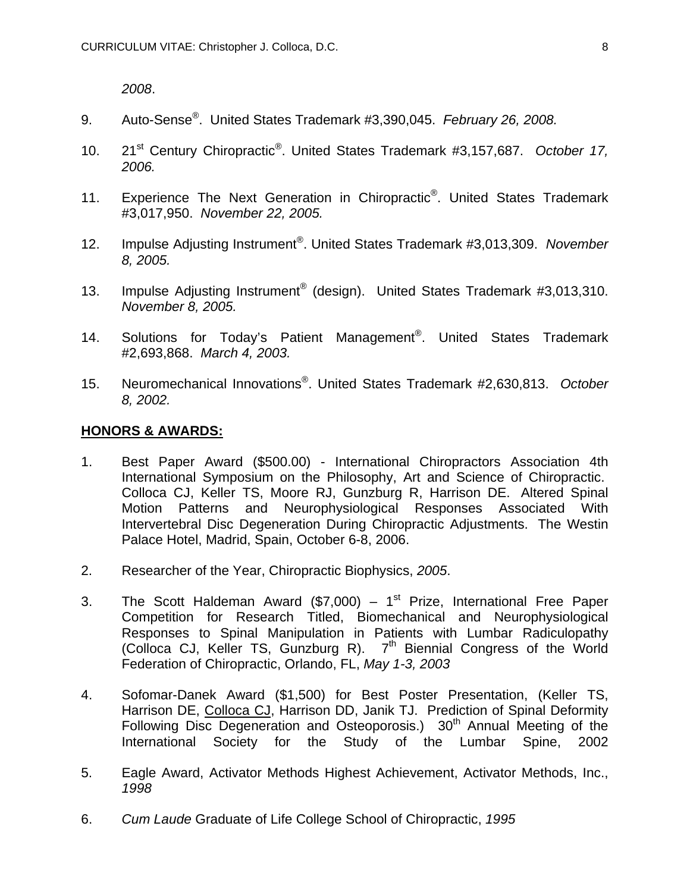*2008*.

9. Auto-Sense®. United States Trademark #3,390,045. *February 26, 2008.*

10. 21st Century Chiropractic®. United States Trademark #3,157,687. *October 17, 2006.*

11. Experience The Next Generation in Chiropractic®. United States Trademark #3,017,950. *November 22, 2005.*

12. Impulse Adjusting Instrument®. United States Trademark #3,013,309. *November 8, 2005.*

13. Impulse Adjusting Instrument® (design). United States Trademark #3,013,310. *November 8, 2005.*

14. Solutions for Today's Patient Management®. United States Trademark #2,693,868. *March 4, 2003.*

15. Neuromechanical Innovations®. United States Trademark #2,630,813. *October 8, 2002.*

## HONORS & AWARDS:

1. Best Paper Award ($500.00) - International Chiropractors Association 4th International Symposium on the Philosophy, Art and Science of Chiropractic. Colloca CJ, Keller TS, Moore RJ, Gunzburg R, Harrison DE. Altered Spinal Motion Patterns and Neurophysiological Responses Associated With Intervertebral Disc Degeneration During Chiropractic Adjustments. The Westin Palace Hotel, Madrid, Spain, October 6-8, 2006.

2. Researcher of the Year, Chiropractic Biophysics, *2005*.

3. The Scott Haldeman Award ($7,000) – 1st Prize, International Free Paper Competition for Research Titled, Biomechanical and Neurophysiological Responses to Spinal Manipulation in Patients with Lumbar Radiculopathy (Colloca CJ, Keller TS, Gunzburg R). 7th Biennial Congress of the World Federation of Chiropractic, Orlando, FL, *May 1-3, 2003*

4. Sofomar-Danek Award ($1,500) for Best Poster Presentation, (Keller TS, Harrison DE, <u>Colloca CJ</u>, Harrison DD, Janik TJ. Prediction of Spinal Deformity Following Disc Degeneration and Osteoporosis.) 30th Annual Meeting of the International Society for the Study of the Lumbar Spine, 2002

5. Eagle Award, Activator Methods Highest Achievement, Activator Methods, Inc., *1998*

6. *Cum Laude* Graduate of Life College School of Chiropractic, *1995*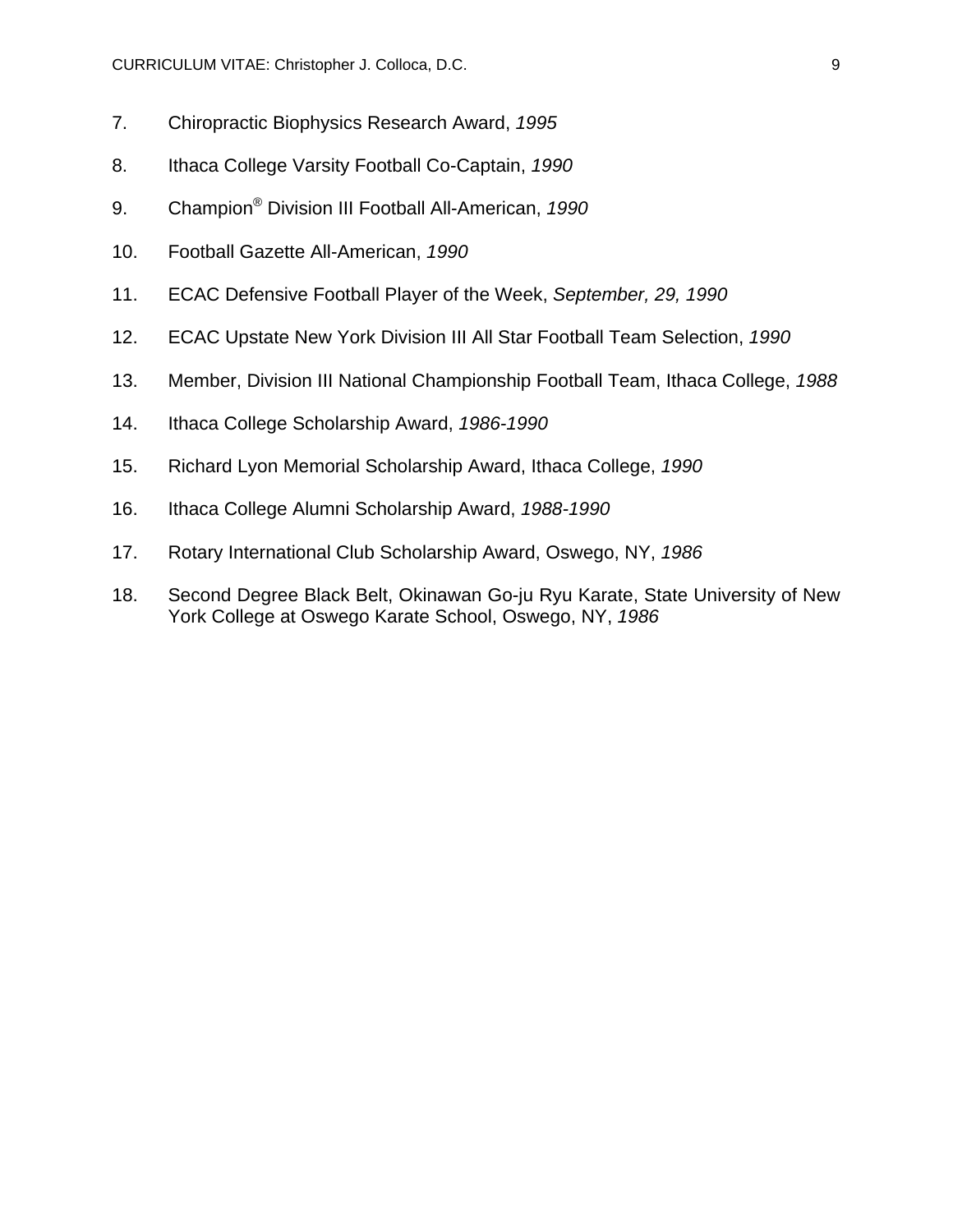7. Chiropractic Biophysics Research Award, *1995*

8. Ithaca College Varsity Football Co-Captain, *1990*

9. Champion® Division III Football All-American, *1990*

10. Football Gazette All-American, *1990*

11. ECAC Defensive Football Player of the Week, *September, 29, 1990*

12. ECAC Upstate New York Division III All Star Football Team Selection, *1990*

13. Member, Division III National Championship Football Team, Ithaca College, *1988*

14. Ithaca College Scholarship Award, *1986-1990*

15. Richard Lyon Memorial Scholarship Award, Ithaca College, *1990*

16. Ithaca College Alumni Scholarship Award, *1988-1990*

17. Rotary International Club Scholarship Award, Oswego, NY, *1986*

18. Second Degree Black Belt, Okinawan Go-ju Ryu Karate, State University of New York College at Oswego Karate School, Oswego, NY, *1986*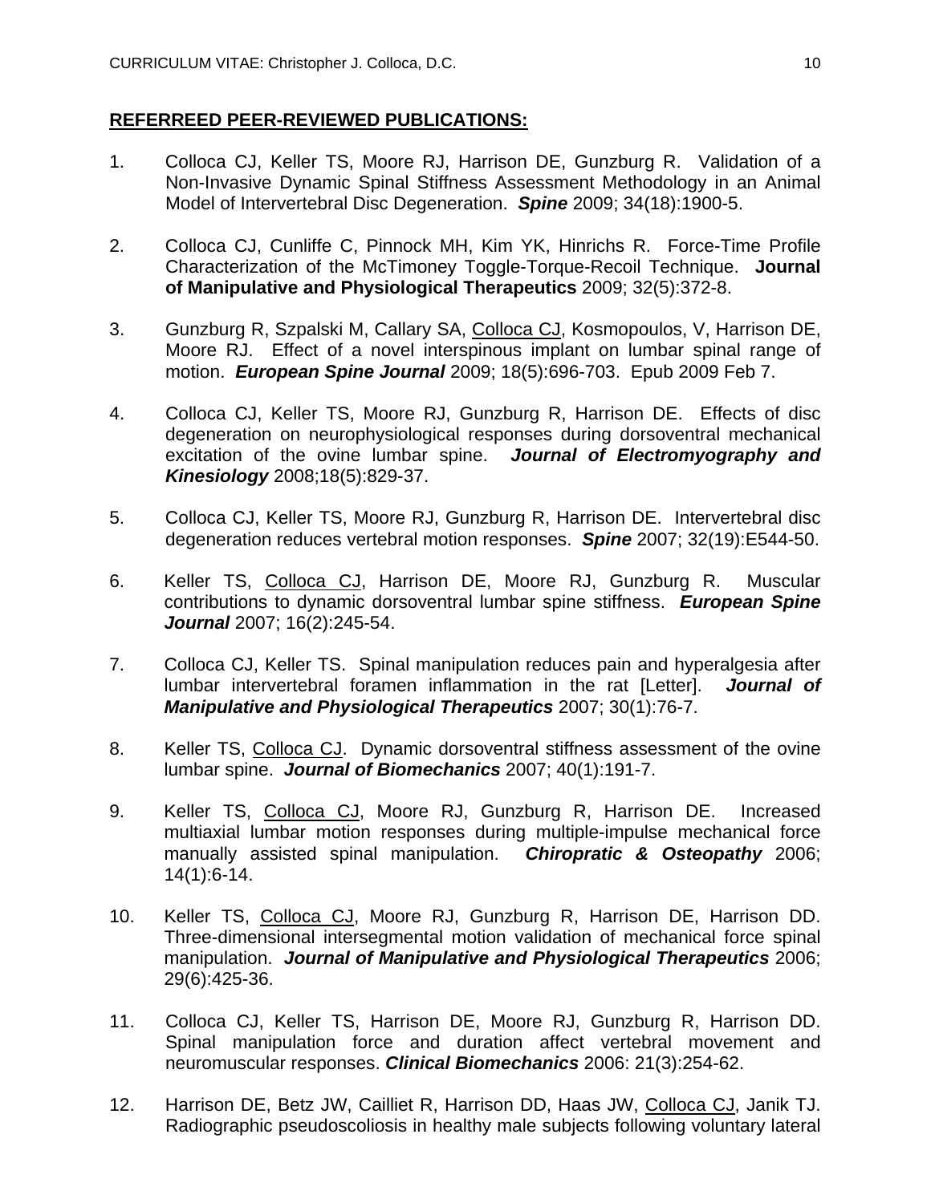**REFERREED PEER-REVIEWED PUBLICATIONS:**

1. Colloca CJ, Keller TS, Moore RJ, Harrison DE, Gunzburg R. Validation of a Non-Invasive Dynamic Spinal Stiffness Assessment Methodology in an Animal Model of Intervertebral Disc Degeneration. ***Spine*** 2009; 34(18):1900-5.

2. Colloca CJ, Cunliffe C, Pinnock MH, Kim YK, Hinrichs R. Force-Time Profile Characterization of the McTimoney Toggle-Torque-Recoil Technique. **Journal of Manipulative and Physiological Therapeutics** 2009; 32(5):372-8.

3. Gunzburg R, Szpalski M, Callary SA, Colloca CJ, Kosmopoulos, V, Harrison DE, Moore RJ. Effect of a novel interspinous implant on lumbar spinal range of motion. ***European Spine Journal*** 2009; 18(5):696-703. Epub 2009 Feb 7.

4. Colloca CJ, Keller TS, Moore RJ, Gunzburg R, Harrison DE. Effects of disc degeneration on neurophysiological responses during dorsoventral mechanical excitation of the ovine lumbar spine. ***Journal of Electromyography and Kinesiology*** 2008;18(5):829-37.

5. Colloca CJ, Keller TS, Moore RJ, Gunzburg R, Harrison DE. Intervertebral disc degeneration reduces vertebral motion responses. ***Spine*** 2007; 32(19):E544-50.

6. Keller TS, Colloca CJ, Harrison DE, Moore RJ, Gunzburg R. Muscular contributions to dynamic dorsoventral lumbar spine stiffness. ***European Spine Journal*** 2007; 16(2):245-54.

7. Colloca CJ, Keller TS. Spinal manipulation reduces pain and hyperalgesia after lumbar intervertebral foramen inflammation in the rat [Letter]. ***Journal of Manipulative and Physiological Therapeutics*** 2007; 30(1):76-7.

8. Keller TS, Colloca CJ. Dynamic dorsoventral stiffness assessment of the ovine lumbar spine. ***Journal of Biomechanics*** 2007; 40(1):191-7.

9. Keller TS, Colloca CJ, Moore RJ, Gunzburg R, Harrison DE. Increased multiaxial lumbar motion responses during multiple-impulse mechanical force manually assisted spinal manipulation. ***Chiropratic & Osteopathy*** 2006; 14(1):6-14.

10. Keller TS, Colloca CJ, Moore RJ, Gunzburg R, Harrison DE, Harrison DD. Three-dimensional intersegmental motion validation of mechanical force spinal manipulation. ***Journal of Manipulative and Physiological Therapeutics*** 2006; 29(6):425-36.

11. Colloca CJ, Keller TS, Harrison DE, Moore RJ, Gunzburg R, Harrison DD. Spinal manipulation force and duration affect vertebral movement and neuromuscular responses. ***Clinical Biomechanics*** 2006: 21(3):254-62.

12. Harrison DE, Betz JW, Cailliet R, Harrison DD, Haas JW, Colloca CJ, Janik TJ. Radiographic pseudoscoliosis in healthy male subjects following voluntary lateral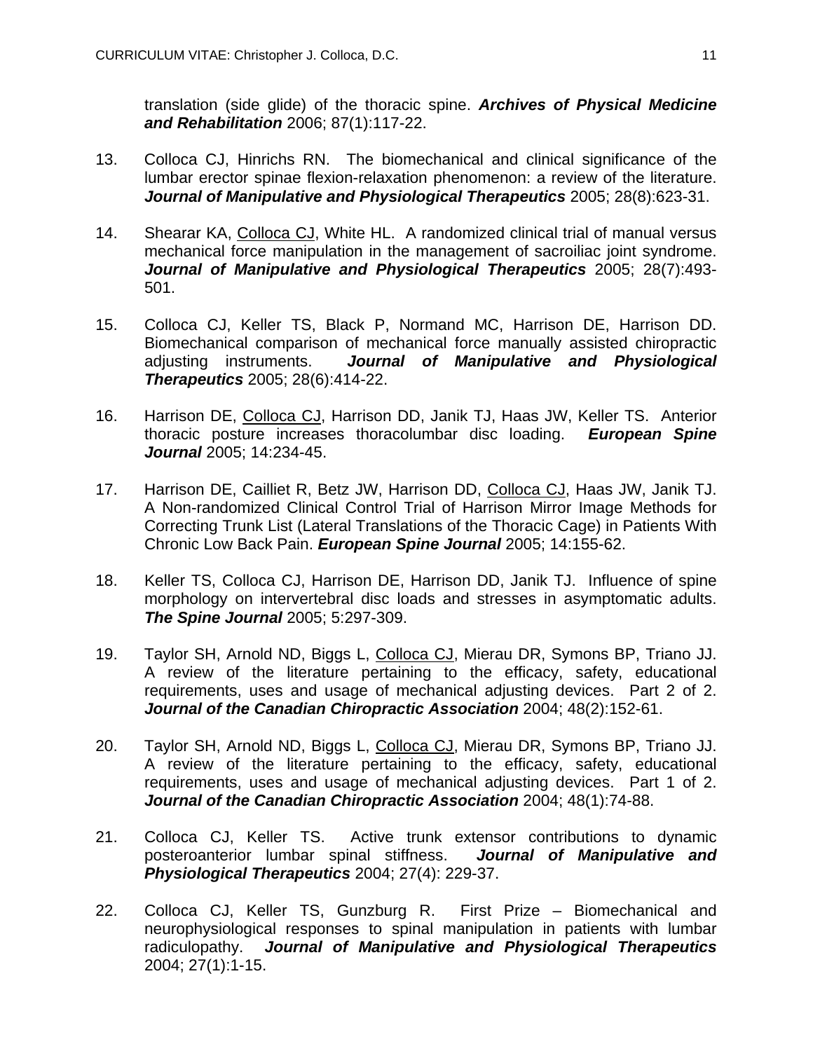translation (side glide) of the thoracic spine. ***Archives of Physical Medicine and Rehabilitation*** 2006; 87(1):117-22.

13. Colloca CJ, Hinrichs RN. The biomechanical and clinical significance of the lumbar erector spinae flexion-relaxation phenomenon: a review of the literature. ***Journal of Manipulative and Physiological Therapeutics*** 2005; 28(8):623-31.

14. Shearar KA, <u>Colloca CJ</u>, White HL. A randomized clinical trial of manual versus mechanical force manipulation in the management of sacroiliac joint syndrome. ***Journal of Manipulative and Physiological Therapeutics*** 2005; 28(7):493-501.

15. Colloca CJ, Keller TS, Black P, Normand MC, Harrison DE, Harrison DD. Biomechanical comparison of mechanical force manually assisted chiropractic adjusting instruments. ***Journal of Manipulative and Physiological Therapeutics*** 2005; 28(6):414-22.

16. Harrison DE, <u>Colloca CJ</u>, Harrison DD, Janik TJ, Haas JW, Keller TS. Anterior thoracic posture increases thoracolumbar disc loading. ***European Spine Journal*** 2005; 14:234-45.

17. Harrison DE, Cailliet R, Betz JW, Harrison DD, <u>Colloca CJ</u>, Haas JW, Janik TJ. A Non-randomized Clinical Control Trial of Harrison Mirror Image Methods for Correcting Trunk List (Lateral Translations of the Thoracic Cage) in Patients With Chronic Low Back Pain. ***European Spine Journal*** 2005; 14:155-62.

18. Keller TS, Colloca CJ, Harrison DE, Harrison DD, Janik TJ. Influence of spine morphology on intervertebral disc loads and stresses in asymptomatic adults. ***The Spine Journal*** 2005; 5:297-309.

19. Taylor SH, Arnold ND, Biggs L, <u>Colloca CJ</u>, Mierau DR, Symons BP, Triano JJ. A review of the literature pertaining to the efficacy, safety, educational requirements, uses and usage of mechanical adjusting devices. Part 2 of 2. ***Journal of the Canadian Chiropractic Association*** 2004; 48(2):152-61.

20. Taylor SH, Arnold ND, Biggs L, <u>Colloca CJ</u>, Mierau DR, Symons BP, Triano JJ. A review of the literature pertaining to the efficacy, safety, educational requirements, uses and usage of mechanical adjusting devices. Part 1 of 2. ***Journal of the Canadian Chiropractic Association*** 2004; 48(1):74-88.

21. Colloca CJ, Keller TS. Active trunk extensor contributions to dynamic posteroanterior lumbar spinal stiffness. ***Journal of Manipulative and Physiological Therapeutics*** 2004; 27(4): 229-37.

22. Colloca CJ, Keller TS, Gunzburg R. First Prize – Biomechanical and neurophysiological responses to spinal manipulation in patients with lumbar radiculopathy. ***Journal of Manipulative and Physiological Therapeutics*** 2004; 27(1):1-15.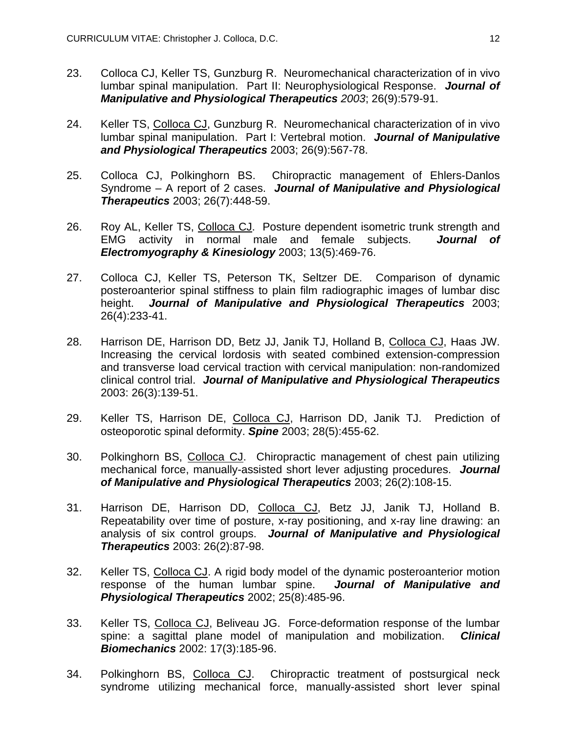23. Colloca CJ, Keller TS, Gunzburg R. Neuromechanical characterization of in vivo lumbar spinal manipulation. Part II: Neurophysiological Response. ***Journal of Manipulative and Physiological Therapeutics** 2003*; 26(9):579-91.

24. Keller TS, Colloca CJ, Gunzburg R. Neuromechanical characterization of in vivo lumbar spinal manipulation. Part I: Vertebral motion. ***Journal of Manipulative and Physiological Therapeutics*** 2003; 26(9):567-78.

25. Colloca CJ, Polkinghorn BS. Chiropractic management of Ehlers-Danlos Syndrome – A report of 2 cases. ***Journal of Manipulative and Physiological Therapeutics*** 2003; 26(7):448-59.

26. Roy AL, Keller TS, Colloca CJ. Posture dependent isometric trunk strength and EMG activity in normal male and female subjects. ***Journal of Electromyography & Kinesiology*** 2003; 13(5):469-76.

27. Colloca CJ, Keller TS, Peterson TK, Seltzer DE. Comparison of dynamic posteroanterior spinal stiffness to plain film radiographic images of lumbar disc height. ***Journal of Manipulative and Physiological Therapeutics*** 2003; 26(4):233-41.

28. Harrison DE, Harrison DD, Betz JJ, Janik TJ, Holland B, Colloca CJ, Haas JW. Increasing the cervical lordosis with seated combined extension-compression and transverse load cervical traction with cervical manipulation: non-randomized clinical control trial. ***Journal of Manipulative and Physiological Therapeutics*** 2003: 26(3):139-51.

29. Keller TS, Harrison DE, Colloca CJ, Harrison DD, Janik TJ. Prediction of osteoporotic spinal deformity. ***Spine*** 2003; 28(5):455-62.

30. Polkinghorn BS, Colloca CJ. Chiropractic management of chest pain utilizing mechanical force, manually-assisted short lever adjusting procedures. ***Journal of Manipulative and Physiological Therapeutics*** 2003; 26(2):108-15.

31. Harrison DE, Harrison DD, Colloca CJ, Betz JJ, Janik TJ, Holland B. Repeatability over time of posture, x-ray positioning, and x-ray line drawing: an analysis of six control groups. ***Journal of Manipulative and Physiological Therapeutics*** 2003: 26(2):87-98.

32. Keller TS, Colloca CJ. A rigid body model of the dynamic posteroanterior motion response of the human lumbar spine. ***Journal of Manipulative and Physiological Therapeutics*** 2002; 25(8):485-96.

33. Keller TS, Colloca CJ, Beliveau JG. Force-deformation response of the lumbar spine: a sagittal plane model of manipulation and mobilization. ***Clinical Biomechanics*** 2002: 17(3):185-96.

34. Polkinghorn BS, Colloca CJ. Chiropractic treatment of postsurgical neck syndrome utilizing mechanical force, manually-assisted short lever spinal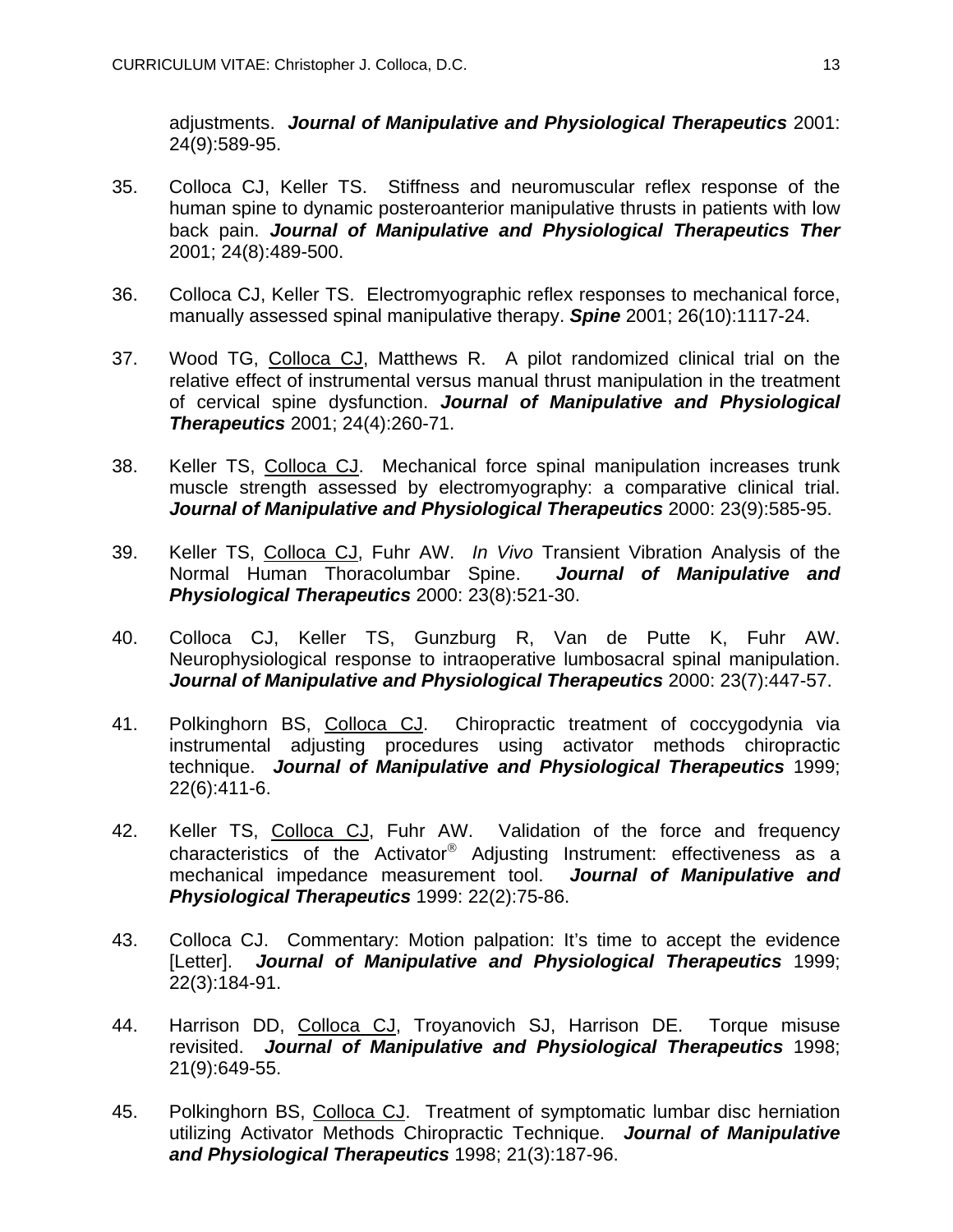adjustments. ***Journal of Manipulative and Physiological Therapeutics*** 2001: 24(9):589-95.

35. Colloca CJ, Keller TS. Stiffness and neuromuscular reflex response of the human spine to dynamic posteroanterior manipulative thrusts in patients with low back pain. ***Journal of Manipulative and Physiological Therapeutics Ther*** 2001; 24(8):489-500.

36. Colloca CJ, Keller TS. Electromyographic reflex responses to mechanical force, manually assessed spinal manipulative therapy. ***Spine*** 2001; 26(10):1117-24.

37. Wood TG, <u>Colloca CJ</u>, Matthews R. A pilot randomized clinical trial on the relative effect of instrumental versus manual thrust manipulation in the treatment of cervical spine dysfunction. ***Journal of Manipulative and Physiological Therapeutics*** 2001; 24(4):260-71.

38. Keller TS, <u>Colloca CJ</u>. Mechanical force spinal manipulation increases trunk muscle strength assessed by electromyography: a comparative clinical trial. ***Journal of Manipulative and Physiological Therapeutics*** 2000: 23(9):585-95.

39. Keller TS, <u>Colloca CJ</u>, Fuhr AW. *In Vivo* Transient Vibration Analysis of the Normal Human Thoracolumbar Spine. ***Journal of Manipulative and Physiological Therapeutics*** 2000: 23(8):521-30.

40. Colloca CJ, Keller TS, Gunzburg R, Van de Putte K, Fuhr AW. Neurophysiological response to intraoperative lumbosacral spinal manipulation. ***Journal of Manipulative and Physiological Therapeutics*** 2000: 23(7):447-57.

41. Polkinghorn BS, <u>Colloca CJ</u>. Chiropractic treatment of coccygodynia via instrumental adjusting procedures using activator methods chiropractic technique. ***Journal of Manipulative and Physiological Therapeutics*** 1999; 22(6):411-6.

42. Keller TS, <u>Colloca CJ</u>, Fuhr AW. Validation of the force and frequency characteristics of the Activator® Adjusting Instrument: effectiveness as a mechanical impedance measurement tool. ***Journal of Manipulative and Physiological Therapeutics*** 1999: 22(2):75-86.

43. Colloca CJ. Commentary: Motion palpation: It's time to accept the evidence [Letter]. ***Journal of Manipulative and Physiological Therapeutics*** 1999; 22(3):184-91.

44. Harrison DD, <u>Colloca CJ</u>, Troyanovich SJ, Harrison DE. Torque misuse revisited. ***Journal of Manipulative and Physiological Therapeutics*** 1998; 21(9):649-55.

45. Polkinghorn BS, <u>Colloca CJ</u>. Treatment of symptomatic lumbar disc herniation utilizing Activator Methods Chiropractic Technique. ***Journal of Manipulative and Physiological Therapeutics*** 1998; 21(3):187-96.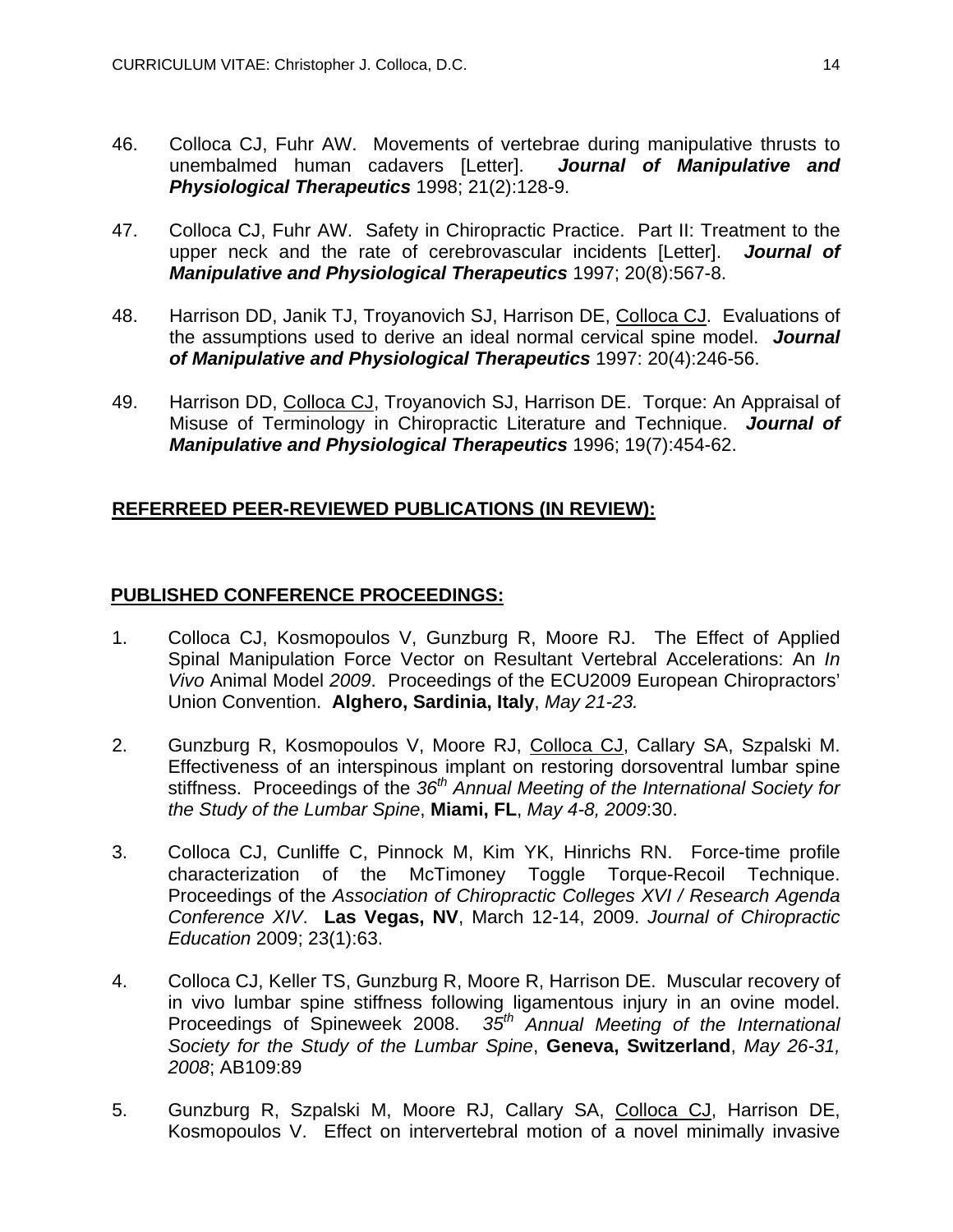46. Colloca CJ, Fuhr AW. Movements of vertebrae during manipulative thrusts to unembalmed human cadavers [Letter]. ***Journal of Manipulative and Physiological Therapeutics*** 1998; 21(2):128-9.

47. Colloca CJ, Fuhr AW. Safety in Chiropractic Practice. Part II: Treatment to the upper neck and the rate of cerebrovascular incidents [Letter]. ***Journal of Manipulative and Physiological Therapeutics*** 1997; 20(8):567-8.

48. Harrison DD, Janik TJ, Troyanovich SJ, Harrison DE, Colloca CJ. Evaluations of the assumptions used to derive an ideal normal cervical spine model. ***Journal of Manipulative and Physiological Therapeutics*** 1997: 20(4):246-56.

49. Harrison DD, Colloca CJ, Troyanovich SJ, Harrison DE. Torque: An Appraisal of Misuse of Terminology in Chiropractic Literature and Technique. ***Journal of Manipulative and Physiological Therapeutics*** 1996; 19(7):454-62.

## REFERREED PEER-REVIEWED PUBLICATIONS (IN REVIEW):

## PUBLISHED CONFERENCE PROCEEDINGS:

1. Colloca CJ, Kosmopoulos V, Gunzburg R, Moore RJ. The Effect of Applied Spinal Manipulation Force Vector on Resultant Vertebral Accelerations: An *In Vivo* Animal Model *2009*. Proceedings of the ECU2009 European Chiropractors' Union Convention. **Alghero, Sardinia, Italy**, *May 21-23.*

2. Gunzburg R, Kosmopoulos V, Moore RJ, Colloca CJ, Callary SA, Szpalski M. Effectiveness of an interspinous implant on restoring dorsoventral lumbar spine stiffness. Proceedings of the *36th Annual Meeting of the International Society for the Study of the Lumbar Spine*, **Miami, FL**, *May 4-8, 2009*:30.

3. Colloca CJ, Cunliffe C, Pinnock M, Kim YK, Hinrichs RN. Force-time profile characterization of the McTimoney Toggle Torque-Recoil Technique. Proceedings of the *Association of Chiropractic Colleges XVI / Research Agenda Conference XIV*. **Las Vegas, NV**, March 12-14, 2009. *Journal of Chiropractic Education* 2009; 23(1):63.

4. Colloca CJ, Keller TS, Gunzburg R, Moore R, Harrison DE. Muscular recovery of in vivo lumbar spine stiffness following ligamentous injury in an ovine model. Proceedings of Spineweek 2008. *35th Annual Meeting of the International Society for the Study of the Lumbar Spine*, **Geneva, Switzerland**, *May 26-31, 2008*; AB109:89

5. Gunzburg R, Szpalski M, Moore RJ, Callary SA, Colloca CJ, Harrison DE, Kosmopoulos V. Effect on intervertebral motion of a novel minimally invasive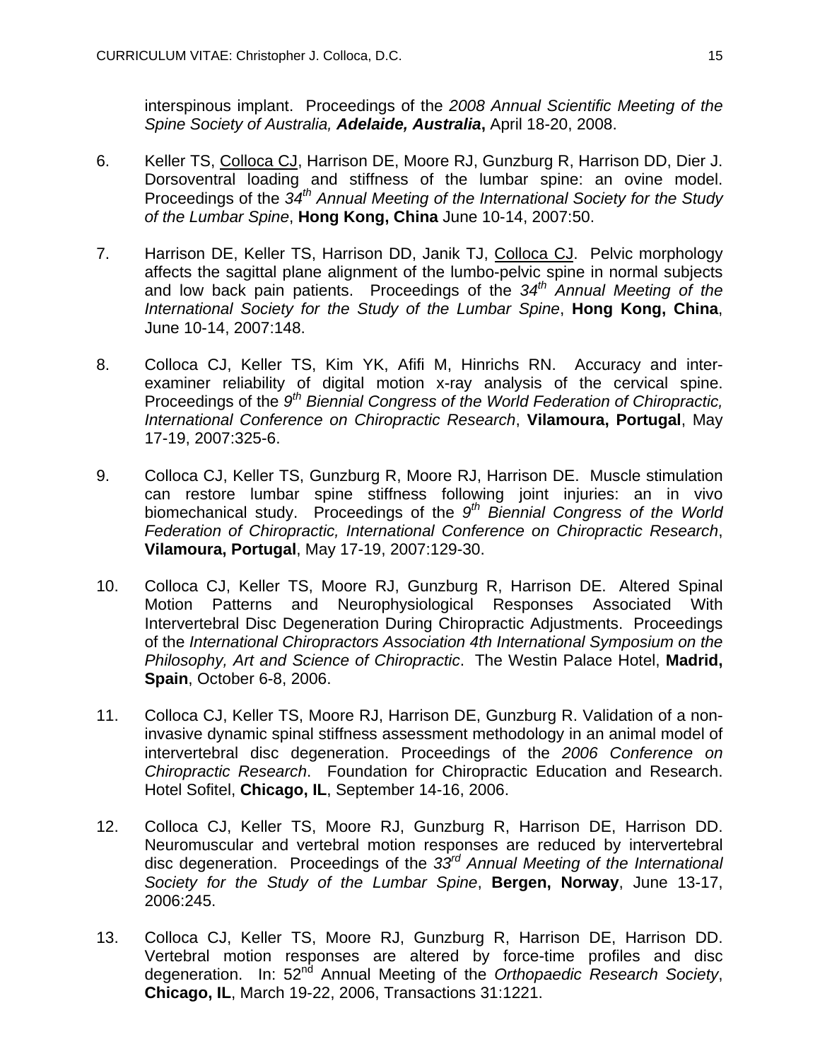interspinous implant. Proceedings of the *2008 Annual Scientific Meeting of the Spine Society of Australia, **Adelaide, Australia***, April 18-20, 2008.

6. Keller TS, Colloca CJ, Harrison DE, Moore RJ, Gunzburg R, Harrison DD, Dier J. Dorsoventral loading and stiffness of the lumbar spine: an ovine model. Proceedings of the *34th Annual Meeting of the International Society for the Study of the Lumbar Spine*, **Hong Kong, China** June 10-14, 2007:50.

7. Harrison DE, Keller TS, Harrison DD, Janik TJ, Colloca CJ. Pelvic morphology affects the sagittal plane alignment of the lumbo-pelvic spine in normal subjects and low back pain patients. Proceedings of the *34th Annual Meeting of the International Society for the Study of the Lumbar Spine*, **Hong Kong, China**, June 10-14, 2007:148.

8. Colloca CJ, Keller TS, Kim YK, Afifi M, Hinrichs RN. Accuracy and inter-examiner reliability of digital motion x-ray analysis of the cervical spine. Proceedings of the *9th Biennial Congress of the World Federation of Chiropractic, International Conference on Chiropractic Research*, **Vilamoura, Portugal**, May 17-19, 2007:325-6.

9. Colloca CJ, Keller TS, Gunzburg R, Moore RJ, Harrison DE. Muscle stimulation can restore lumbar spine stiffness following joint injuries: an in vivo biomechanical study. Proceedings of the *9th Biennial Congress of the World Federation of Chiropractic, International Conference on Chiropractic Research*, **Vilamoura, Portugal**, May 17-19, 2007:129-30.

10. Colloca CJ, Keller TS, Moore RJ, Gunzburg R, Harrison DE. Altered Spinal Motion Patterns and Neurophysiological Responses Associated With Intervertebral Disc Degeneration During Chiropractic Adjustments. Proceedings of the *International Chiropractors Association 4th International Symposium on the Philosophy, Art and Science of Chiropractic*. The Westin Palace Hotel, **Madrid, Spain**, October 6-8, 2006.

11. Colloca CJ, Keller TS, Moore RJ, Harrison DE, Gunzburg R. Validation of a non-invasive dynamic spinal stiffness assessment methodology in an animal model of intervertebral disc degeneration. Proceedings of the *2006 Conference on Chiropractic Research*. Foundation for Chiropractic Education and Research. Hotel Sofitel, **Chicago, IL**, September 14-16, 2006.

12. Colloca CJ, Keller TS, Moore RJ, Gunzburg R, Harrison DE, Harrison DD. Neuromuscular and vertebral motion responses are reduced by intervertebral disc degeneration. Proceedings of the *33rd Annual Meeting of the International Society for the Study of the Lumbar Spine*, **Bergen, Norway**, June 13-17, 2006:245.

13. Colloca CJ, Keller TS, Moore RJ, Gunzburg R, Harrison DE, Harrison DD. Vertebral motion responses are altered by force-time profiles and disc degeneration. In: 52nd Annual Meeting of the *Orthopaedic Research Society*, **Chicago, IL**, March 19-22, 2006, Transactions 31:1221.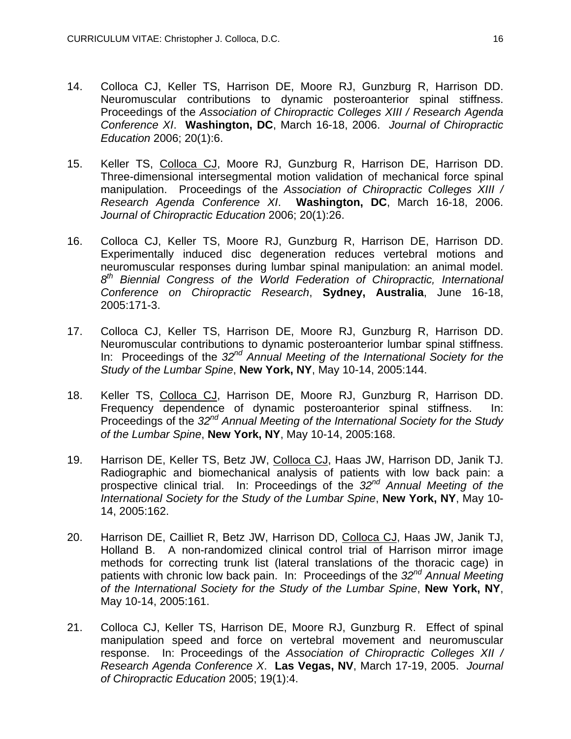14. Colloca CJ, Keller TS, Harrison DE, Moore RJ, Gunzburg R, Harrison DD. Neuromuscular contributions to dynamic posteroanterior spinal stiffness. Proceedings of the *Association of Chiropractic Colleges XIII / Research Agenda Conference XI*. **Washington, DC**, March 16-18, 2006. *Journal of Chiropractic Education* 2006; 20(1):6.

15. Keller TS, <u>Colloca CJ</u>, Moore RJ, Gunzburg R, Harrison DE, Harrison DD. Three-dimensional intersegmental motion validation of mechanical force spinal manipulation. Proceedings of the *Association of Chiropractic Colleges XIII / Research Agenda Conference XI*. **Washington, DC**, March 16-18, 2006. *Journal of Chiropractic Education* 2006; 20(1):26.

16. Colloca CJ, Keller TS, Moore RJ, Gunzburg R, Harrison DE, Harrison DD. Experimentally induced disc degeneration reduces vertebral motions and neuromuscular responses during lumbar spinal manipulation: an animal model. *8th Biennial Congress of the World Federation of Chiropractic, International Conference on Chiropractic Research*, **Sydney, Australia**, June 16-18, 2005:171-3.

17. Colloca CJ, Keller TS, Harrison DE, Moore RJ, Gunzburg R, Harrison DD. Neuromuscular contributions to dynamic posteroanterior lumbar spinal stiffness. In: Proceedings of the *32nd Annual Meeting of the International Society for the Study of the Lumbar Spine*, **New York, NY**, May 10-14, 2005:144.

18. Keller TS, <u>Colloca CJ</u>, Harrison DE, Moore RJ, Gunzburg R, Harrison DD. Frequency dependence of dynamic posteroanterior spinal stiffness. In: Proceedings of the *32nd Annual Meeting of the International Society for the Study of the Lumbar Spine*, **New York, NY**, May 10-14, 2005:168.

19. Harrison DE, Keller TS, Betz JW, <u>Colloca CJ</u>, Haas JW, Harrison DD, Janik TJ. Radiographic and biomechanical analysis of patients with low back pain: a prospective clinical trial. In: Proceedings of the *32nd Annual Meeting of the International Society for the Study of the Lumbar Spine*, **New York, NY**, May 10-14, 2005:162.

20. Harrison DE, Cailliet R, Betz JW, Harrison DD, <u>Colloca CJ</u>, Haas JW, Janik TJ, Holland B. A non-randomized clinical control trial of Harrison mirror image methods for correcting trunk list (lateral translations of the thoracic cage) in patients with chronic low back pain. In: Proceedings of the *32nd Annual Meeting of the International Society for the Study of the Lumbar Spine*, **New York, NY**, May 10-14, 2005:161.

21. Colloca CJ, Keller TS, Harrison DE, Moore RJ, Gunzburg R. Effect of spinal manipulation speed and force on vertebral movement and neuromuscular response. In: Proceedings of the *Association of Chiropractic Colleges XII / Research Agenda Conference X*. **Las Vegas, NV**, March 17-19, 2005. *Journal of Chiropractic Education* 2005; 19(1):4.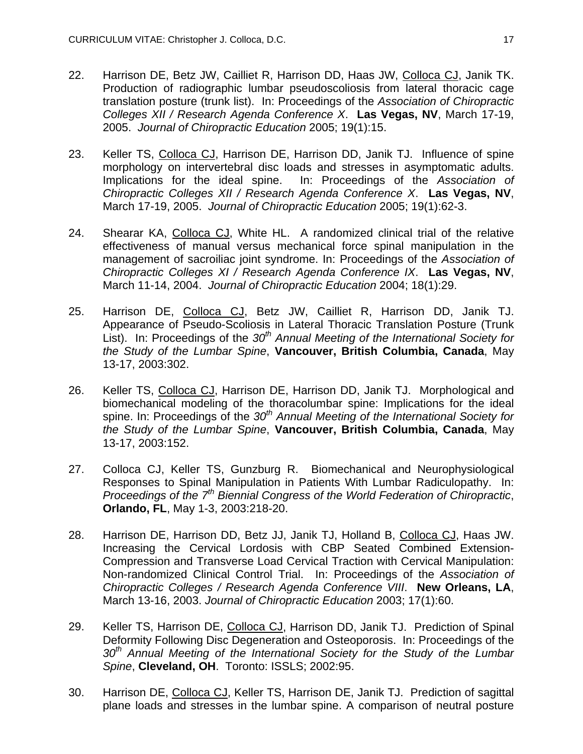22. Harrison DE, Betz JW, Cailliet R, Harrison DD, Haas JW, <u>Colloca CJ</u>, Janik TK. Production of radiographic lumbar pseudoscoliosis from lateral thoracic cage translation posture (trunk list). In: Proceedings of the *Association of Chiropractic Colleges XII / Research Agenda Conference X*. **Las Vegas, NV**, March 17-19, 2005. *Journal of Chiropractic Education* 2005; 19(1):15.

23. Keller TS, <u>Colloca CJ</u>, Harrison DE, Harrison DD, Janik TJ. Influence of spine morphology on intervertebral disc loads and stresses in asymptomatic adults. Implications for the ideal spine. In: Proceedings of the *Association of Chiropractic Colleges XII / Research Agenda Conference X*. **Las Vegas, NV**, March 17-19, 2005. *Journal of Chiropractic Education* 2005; 19(1):62-3.

24. Shearar KA, <u>Colloca CJ</u>, White HL. A randomized clinical trial of the relative effectiveness of manual versus mechanical force spinal manipulation in the management of sacroiliac joint syndrome. In: Proceedings of the *Association of Chiropractic Colleges XI / Research Agenda Conference IX*. **Las Vegas, NV**, March 11-14, 2004. *Journal of Chiropractic Education* 2004; 18(1):29.

25. Harrison DE, <u>Colloca CJ</u>, Betz JW, Cailliet R, Harrison DD, Janik TJ. Appearance of Pseudo-Scoliosis in Lateral Thoracic Translation Posture (Trunk List). In: Proceedings of the *30th Annual Meeting of the International Society for the Study of the Lumbar Spine*, **Vancouver, British Columbia, Canada**, May 13-17, 2003:302.

26. Keller TS, <u>Colloca CJ</u>, Harrison DE, Harrison DD, Janik TJ. Morphological and biomechanical modeling of the thoracolumbar spine: Implications for the ideal spine. In: Proceedings of the *30th Annual Meeting of the International Society for the Study of the Lumbar Spine*, **Vancouver, British Columbia, Canada**, May 13-17, 2003:152.

27. Colloca CJ, Keller TS, Gunzburg R. Biomechanical and Neurophysiological Responses to Spinal Manipulation in Patients With Lumbar Radiculopathy. In: *Proceedings of the 7th Biennial Congress of the World Federation of Chiropractic*, **Orlando, FL**, May 1-3, 2003:218-20.

28. Harrison DE, Harrison DD, Betz JJ, Janik TJ, Holland B, <u>Colloca CJ</u>, Haas JW. Increasing the Cervical Lordosis with CBP Seated Combined Extension-Compression and Transverse Load Cervical Traction with Cervical Manipulation: Non-randomized Clinical Control Trial. In: Proceedings of the *Association of Chiropractic Colleges / Research Agenda Conference VIII*. **New Orleans, LA**, March 13-16, 2003. *Journal of Chiropractic Education* 2003; 17(1):60.

29. Keller TS, Harrison DE, <u>Colloca CJ</u>, Harrison DD, Janik TJ. Prediction of Spinal Deformity Following Disc Degeneration and Osteoporosis. In: Proceedings of the *30th Annual Meeting of the International Society for the Study of the Lumbar Spine*, **Cleveland, OH**. Toronto: ISSLS; 2002:95.

30. Harrison DE, <u>Colloca CJ</u>, Keller TS, Harrison DE, Janik TJ. Prediction of sagittal plane loads and stresses in the lumbar spine. A comparison of neutral posture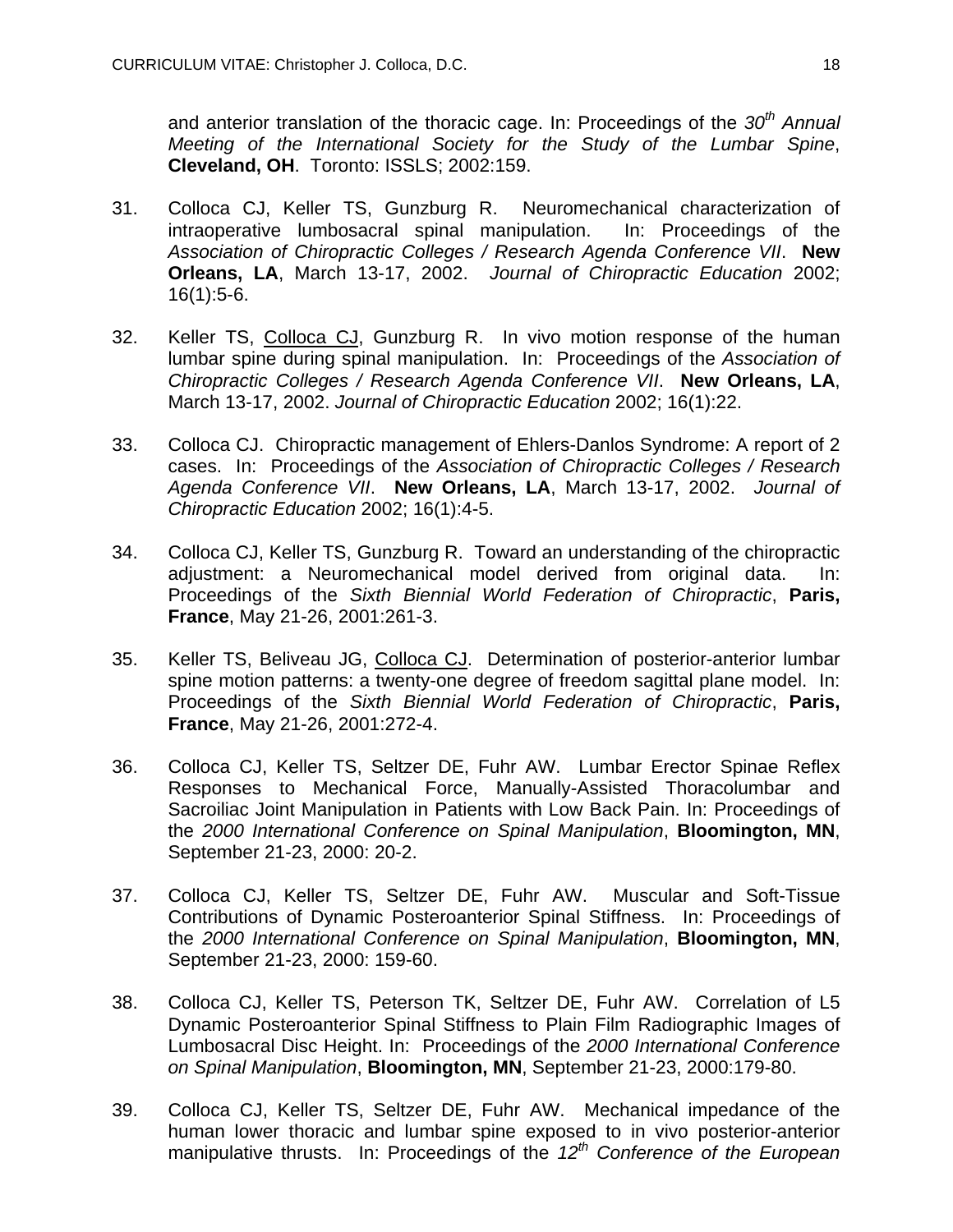and anterior translation of the thoracic cage. In: Proceedings of the *30th Annual Meeting of the International Society for the Study of the Lumbar Spine*, **Cleveland, OH**. Toronto: ISSLS; 2002:159.

31. Colloca CJ, Keller TS, Gunzburg R. Neuromechanical characterization of intraoperative lumbosacral spinal manipulation. In: Proceedings of the *Association of Chiropractic Colleges / Research Agenda Conference VII*. **New Orleans, LA**, March 13-17, 2002. *Journal of Chiropractic Education* 2002; 16(1):5-6.

32. Keller TS, <u>Colloca CJ</u>, Gunzburg R. In vivo motion response of the human lumbar spine during spinal manipulation. In: Proceedings of the *Association of Chiropractic Colleges / Research Agenda Conference VII*. **New Orleans, LA**, March 13-17, 2002. *Journal of Chiropractic Education* 2002; 16(1):22.

33. Colloca CJ. Chiropractic management of Ehlers-Danlos Syndrome: A report of 2 cases. In: Proceedings of the *Association of Chiropractic Colleges / Research Agenda Conference VII*. **New Orleans, LA**, March 13-17, 2002. *Journal of Chiropractic Education* 2002; 16(1):4-5.

34. Colloca CJ, Keller TS, Gunzburg R. Toward an understanding of the chiropractic adjustment: a Neuromechanical model derived from original data. In: Proceedings of the *Sixth Biennial World Federation of Chiropractic*, **Paris, France**, May 21-26, 2001:261-3.

35. Keller TS, Beliveau JG, <u>Colloca CJ</u>. Determination of posterior-anterior lumbar spine motion patterns: a twenty-one degree of freedom sagittal plane model. In: Proceedings of the *Sixth Biennial World Federation of Chiropractic*, **Paris, France**, May 21-26, 2001:272-4.

36. Colloca CJ, Keller TS, Seltzer DE, Fuhr AW. Lumbar Erector Spinae Reflex Responses to Mechanical Force, Manually-Assisted Thoracolumbar and Sacroiliac Joint Manipulation in Patients with Low Back Pain. In: Proceedings of the *2000 International Conference on Spinal Manipulation*, **Bloomington, MN**, September 21-23, 2000: 20-2.

37. Colloca CJ, Keller TS, Seltzer DE, Fuhr AW. Muscular and Soft-Tissue Contributions of Dynamic Posteroanterior Spinal Stiffness. In: Proceedings of the *2000 International Conference on Spinal Manipulation*, **Bloomington, MN**, September 21-23, 2000: 159-60.

38. Colloca CJ, Keller TS, Peterson TK, Seltzer DE, Fuhr AW. Correlation of L5 Dynamic Posteroanterior Spinal Stiffness to Plain Film Radiographic Images of Lumbosacral Disc Height. In: Proceedings of the *2000 International Conference on Spinal Manipulation*, **Bloomington, MN**, September 21-23, 2000:179-80.

39. Colloca CJ, Keller TS, Seltzer DE, Fuhr AW. Mechanical impedance of the human lower thoracic and lumbar spine exposed to in vivo posterior-anterior manipulative thrusts. In: Proceedings of the *12th Conference of the European*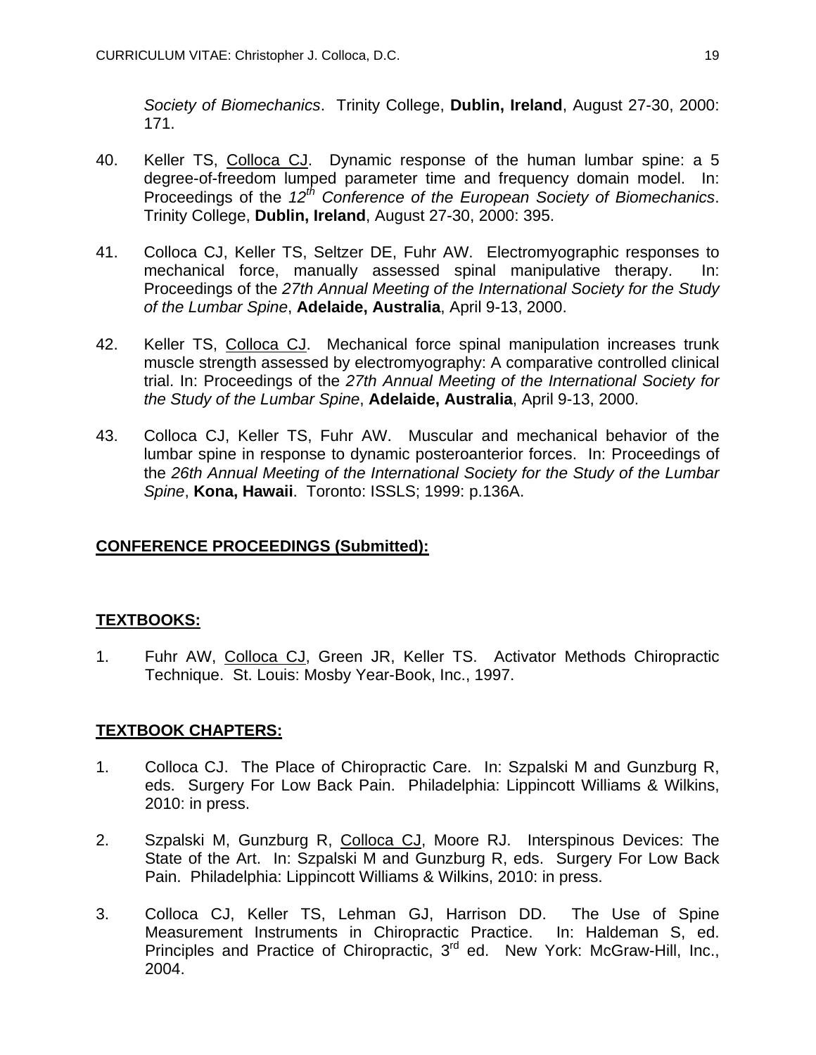*Society of Biomechanics*. Trinity College, **Dublin, Ireland**, August 27-30, 2000: 171.

40. Keller TS, <u>Colloca CJ</u>. Dynamic response of the human lumbar spine: a 5 degree-of-freedom lumped parameter time and frequency domain model. In: Proceedings of the *12th Conference of the European Society of Biomechanics*. Trinity College, **Dublin, Ireland**, August 27-30, 2000: 395.

41. Colloca CJ, Keller TS, Seltzer DE, Fuhr AW. Electromyographic responses to mechanical force, manually assessed spinal manipulative therapy. In: Proceedings of the *27th Annual Meeting of the International Society for the Study of the Lumbar Spine*, **Adelaide, Australia**, April 9-13, 2000.

42. Keller TS, <u>Colloca CJ</u>. Mechanical force spinal manipulation increases trunk muscle strength assessed by electromyography: A comparative controlled clinical trial. In: Proceedings of the *27th Annual Meeting of the International Society for the Study of the Lumbar Spine*, **Adelaide, Australia**, April 9-13, 2000.

43. Colloca CJ, Keller TS, Fuhr AW. Muscular and mechanical behavior of the lumbar spine in response to dynamic posteroanterior forces. In: Proceedings of the *26th Annual Meeting of the International Society for the Study of the Lumbar Spine*, **Kona, Hawaii**. Toronto: ISSLS; 1999: p.136A.

## <u>CONFERENCE PROCEEDINGS (Submitted):</u>

## <u>TEXTBOOKS:</u>

1. Fuhr AW, <u>Colloca CJ</u>, Green JR, Keller TS. Activator Methods Chiropractic Technique. St. Louis: Mosby Year-Book, Inc., 1997.

## <u>TEXTBOOK CHAPTERS:</u>

1. Colloca CJ. The Place of Chiropractic Care. In: Szpalski M and Gunzburg R, eds. Surgery For Low Back Pain. Philadelphia: Lippincott Williams & Wilkins, 2010: in press.

2. Szpalski M, Gunzburg R, <u>Colloca CJ</u>, Moore RJ. Interspinous Devices: The State of the Art. In: Szpalski M and Gunzburg R, eds. Surgery For Low Back Pain. Philadelphia: Lippincott Williams & Wilkins, 2010: in press.

3. Colloca CJ, Keller TS, Lehman GJ, Harrison DD. The Use of Spine Measurement Instruments in Chiropractic Practice. In: Haldeman S, ed. Principles and Practice of Chiropractic, 3rd ed. New York: McGraw-Hill, Inc., 2004.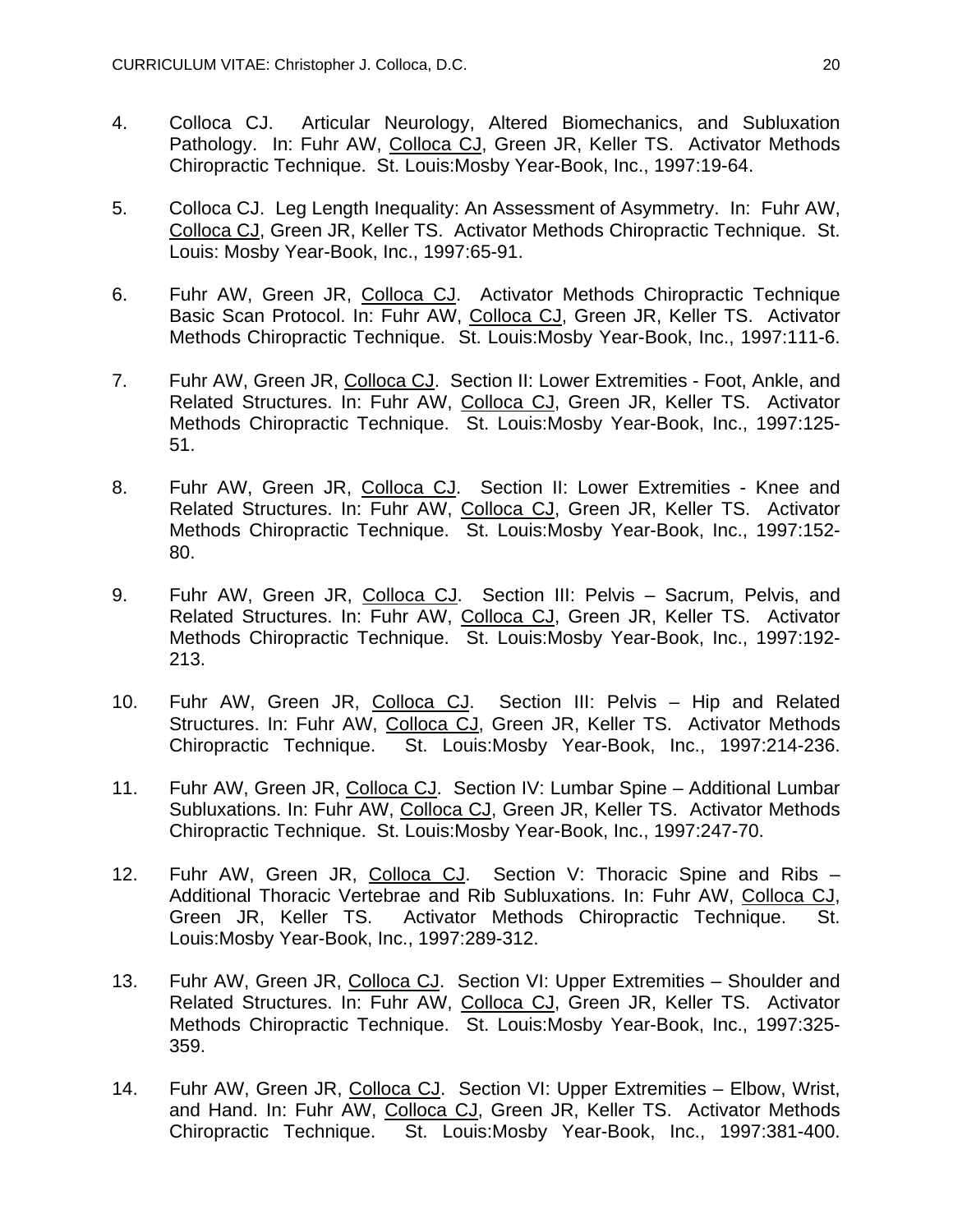4. Colloca CJ. Articular Neurology, Altered Biomechanics, and Subluxation Pathology. In: Fuhr AW, <u>Colloca CJ</u>, Green JR, Keller TS. Activator Methods Chiropractic Technique. St. Louis:Mosby Year-Book, Inc., 1997:19-64.

5. Colloca CJ. Leg Length Inequality: An Assessment of Asymmetry. In: Fuhr AW, <u>Colloca CJ</u>, Green JR, Keller TS. Activator Methods Chiropractic Technique. St. Louis: Mosby Year-Book, Inc., 1997:65-91.

6. Fuhr AW, Green JR, <u>Colloca CJ</u>. Activator Methods Chiropractic Technique Basic Scan Protocol. In: Fuhr AW, <u>Colloca CJ</u>, Green JR, Keller TS. Activator Methods Chiropractic Technique. St. Louis:Mosby Year-Book, Inc., 1997:111-6.

7. Fuhr AW, Green JR, <u>Colloca CJ</u>. Section II: Lower Extremities - Foot, Ankle, and Related Structures. In: Fuhr AW, <u>Colloca CJ</u>, Green JR, Keller TS. Activator Methods Chiropractic Technique. St. Louis:Mosby Year-Book, Inc., 1997:125-51.

8. Fuhr AW, Green JR, <u>Colloca CJ</u>. Section II: Lower Extremities - Knee and Related Structures. In: Fuhr AW, <u>Colloca CJ</u>, Green JR, Keller TS. Activator Methods Chiropractic Technique. St. Louis:Mosby Year-Book, Inc., 1997:152-80.

9. Fuhr AW, Green JR, <u>Colloca CJ</u>. Section III: Pelvis – Sacrum, Pelvis, and Related Structures. In: Fuhr AW, <u>Colloca CJ</u>, Green JR, Keller TS. Activator Methods Chiropractic Technique. St. Louis:Mosby Year-Book, Inc., 1997:192-213.

10. Fuhr AW, Green JR, <u>Colloca CJ</u>. Section III: Pelvis – Hip and Related Structures. In: Fuhr AW, <u>Colloca CJ</u>, Green JR, Keller TS. Activator Methods Chiropractic Technique. St. Louis:Mosby Year-Book, Inc., 1997:214-236.

11. Fuhr AW, Green JR, <u>Colloca CJ</u>. Section IV: Lumbar Spine – Additional Lumbar Subluxations. In: Fuhr AW, <u>Colloca CJ</u>, Green JR, Keller TS. Activator Methods Chiropractic Technique. St. Louis:Mosby Year-Book, Inc., 1997:247-70.

12. Fuhr AW, Green JR, <u>Colloca CJ</u>. Section V: Thoracic Spine and Ribs – Additional Thoracic Vertebrae and Rib Subluxations. In: Fuhr AW, <u>Colloca CJ</u>, Green JR, Keller TS. Activator Methods Chiropractic Technique. St. Louis:Mosby Year-Book, Inc., 1997:289-312.

13. Fuhr AW, Green JR, <u>Colloca CJ</u>. Section VI: Upper Extremities – Shoulder and Related Structures. In: Fuhr AW, <u>Colloca CJ</u>, Green JR, Keller TS. Activator Methods Chiropractic Technique. St. Louis:Mosby Year-Book, Inc., 1997:325-359.

14. Fuhr AW, Green JR, <u>Colloca CJ</u>. Section VI: Upper Extremities – Elbow, Wrist, and Hand. In: Fuhr AW, <u>Colloca CJ</u>, Green JR, Keller TS. Activator Methods Chiropractic Technique. St. Louis:Mosby Year-Book, Inc., 1997:381-400.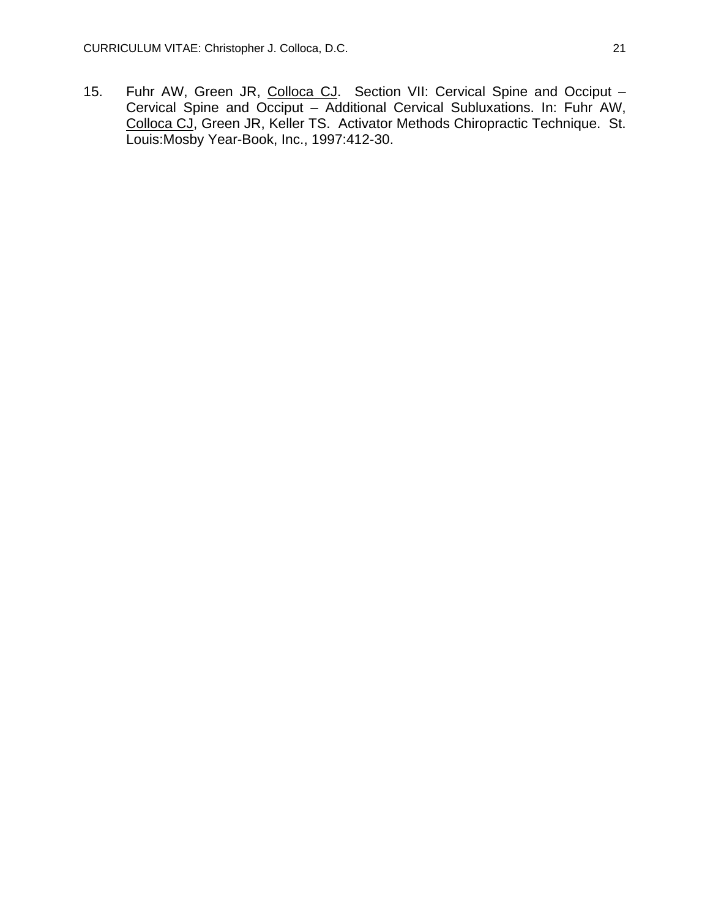15. Fuhr AW, Green JR, <u>Colloca CJ</u>. Section VII: Cervical Spine and Occiput – Cervical Spine and Occiput – Additional Cervical Subluxations. In: Fuhr AW, <u>Colloca CJ</u>, Green JR, Keller TS. Activator Methods Chiropractic Technique. St. Louis:Mosby Year-Book, Inc., 1997:412-30.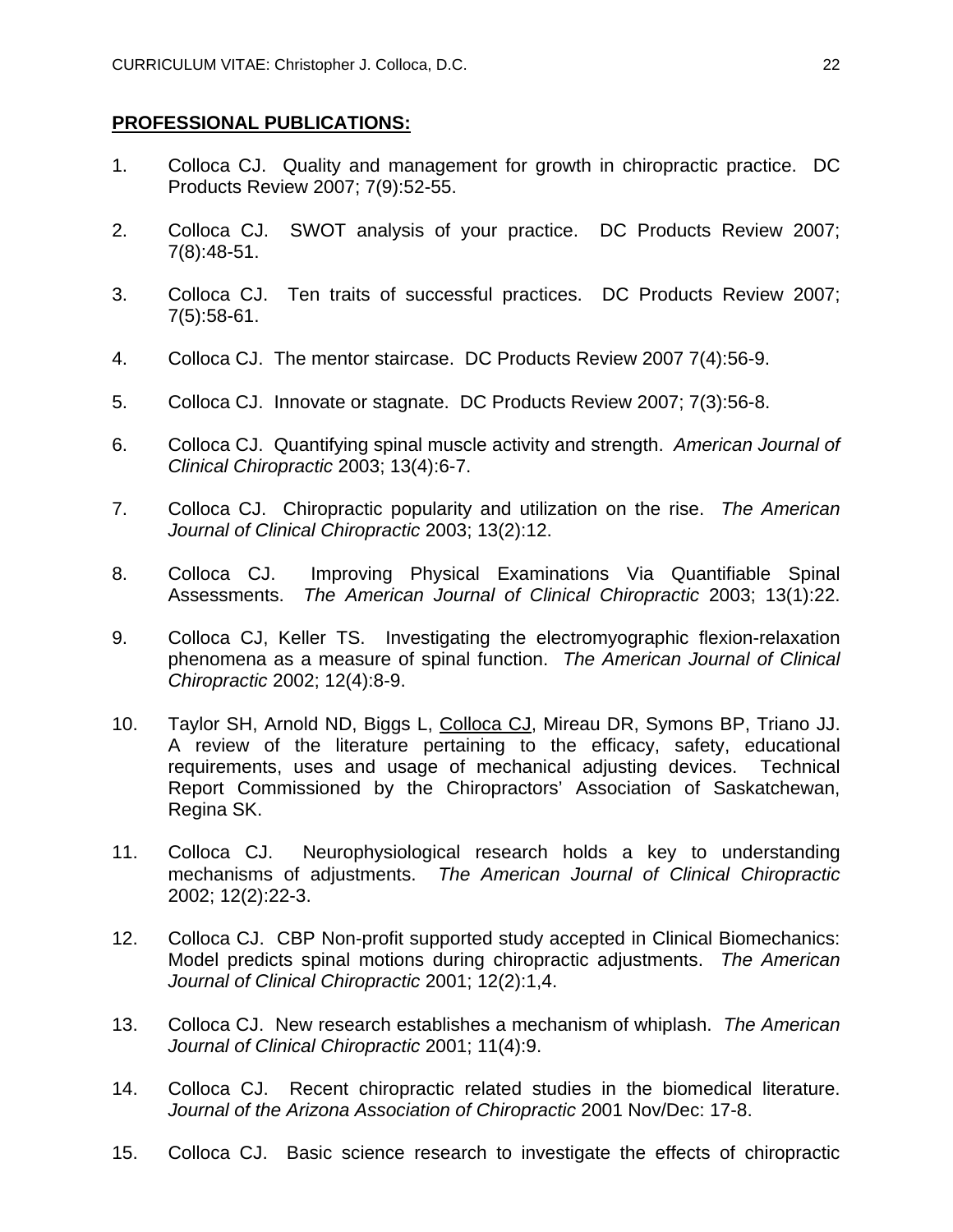**PROFESSIONAL PUBLICATIONS:**

1. Colloca CJ. Quality and management for growth in chiropractic practice. DC Products Review 2007; 7(9):52-55.

2. Colloca CJ. SWOT analysis of your practice. DC Products Review 2007; 7(8):48-51.

3. Colloca CJ. Ten traits of successful practices. DC Products Review 2007; 7(5):58-61.

4. Colloca CJ. The mentor staircase. DC Products Review 2007 7(4):56-9.

5. Colloca CJ. Innovate or stagnate. DC Products Review 2007; 7(3):56-8.

6. Colloca CJ. Quantifying spinal muscle activity and strength. *American Journal of Clinical Chiropractic* 2003; 13(4):6-7.

7. Colloca CJ. Chiropractic popularity and utilization on the rise. *The American Journal of Clinical Chiropractic* 2003; 13(2):12.

8. Colloca CJ. Improving Physical Examinations Via Quantifiable Spinal Assessments. *The American Journal of Clinical Chiropractic* 2003; 13(1):22.

9. Colloca CJ, Keller TS. Investigating the electromyographic flexion-relaxation phenomena as a measure of spinal function. *The American Journal of Clinical Chiropractic* 2002; 12(4):8-9.

10. Taylor SH, Arnold ND, Biggs L, <u>Colloca CJ</u>, Mireau DR, Symons BP, Triano JJ. A review of the literature pertaining to the efficacy, safety, educational requirements, uses and usage of mechanical adjusting devices. Technical Report Commissioned by the Chiropractors' Association of Saskatchewan, Regina SK.

11. Colloca CJ. Neurophysiological research holds a key to understanding mechanisms of adjustments. *The American Journal of Clinical Chiropractic* 2002; 12(2):22-3.

12. Colloca CJ. CBP Non-profit supported study accepted in Clinical Biomechanics: Model predicts spinal motions during chiropractic adjustments. *The American Journal of Clinical Chiropractic* 2001; 12(2):1,4.

13. Colloca CJ. New research establishes a mechanism of whiplash. *The American Journal of Clinical Chiropractic* 2001; 11(4):9.

14. Colloca CJ. Recent chiropractic related studies in the biomedical literature. *Journal of the Arizona Association of Chiropractic* 2001 Nov/Dec: 17-8.

15. Colloca CJ. Basic science research to investigate the effects of chiropractic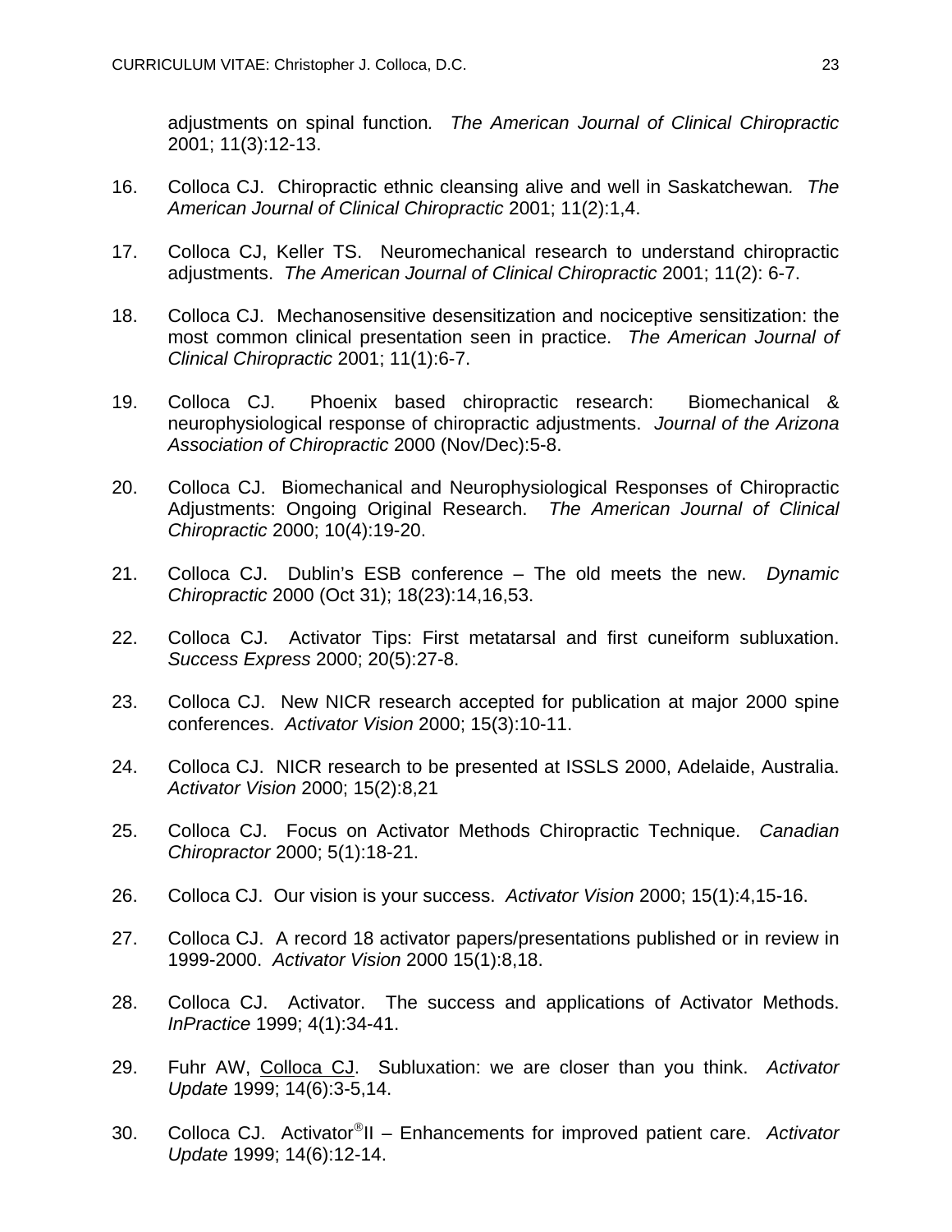adjustments on spinal function. *The American Journal of Clinical Chiropractic* 2001; 11(3):12-13.

16. Colloca CJ. Chiropractic ethnic cleansing alive and well in Saskatchewan. *The American Journal of Clinical Chiropractic* 2001; 11(2):1,4.

17. Colloca CJ, Keller TS. Neuromechanical research to understand chiropractic adjustments. *The American Journal of Clinical Chiropractic* 2001; 11(2): 6-7.

18. Colloca CJ. Mechanosensitive desensitization and nociceptive sensitization: the most common clinical presentation seen in practice. *The American Journal of Clinical Chiropractic* 2001; 11(1):6-7.

19. Colloca CJ. Phoenix based chiropractic research: Biomechanical & neurophysiological response of chiropractic adjustments. *Journal of the Arizona Association of Chiropractic* 2000 (Nov/Dec):5-8.

20. Colloca CJ. Biomechanical and Neurophysiological Responses of Chiropractic Adjustments: Ongoing Original Research. *The American Journal of Clinical Chiropractic* 2000; 10(4):19-20.

21. Colloca CJ. Dublin's ESB conference – The old meets the new. *Dynamic Chiropractic* 2000 (Oct 31); 18(23):14,16,53.

22. Colloca CJ. Activator Tips: First metatarsal and first cuneiform subluxation. *Success Express* 2000; 20(5):27-8.

23. Colloca CJ. New NICR research accepted for publication at major 2000 spine conferences. *Activator Vision* 2000; 15(3):10-11.

24. Colloca CJ. NICR research to be presented at ISSLS 2000, Adelaide, Australia. *Activator Vision* 2000; 15(2):8,21

25. Colloca CJ. Focus on Activator Methods Chiropractic Technique. *Canadian Chiropractor* 2000; 5(1):18-21.

26. Colloca CJ. Our vision is your success. *Activator Vision* 2000; 15(1):4,15-16.

27. Colloca CJ. A record 18 activator papers/presentations published or in review in 1999-2000. *Activator Vision* 2000 15(1):8,18.

28. Colloca CJ. Activator. The success and applications of Activator Methods. *InPractice* 1999; 4(1):34-41.

29. Fuhr AW, <u>Colloca CJ</u>. Subluxation: we are closer than you think. *Activator Update* 1999; 14(6):3-5,14.

30. Colloca CJ. Activator®II – Enhancements for improved patient care. *Activator Update* 1999; 14(6):12-14.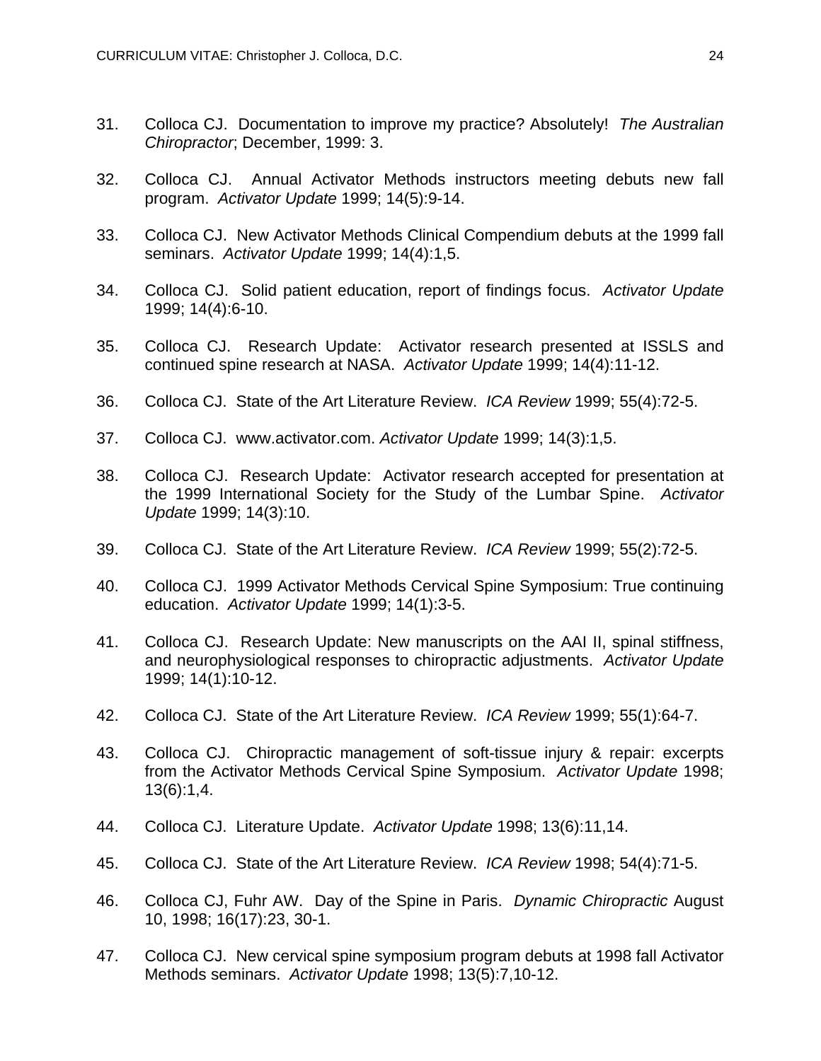31. Colloca CJ. Documentation to improve my practice? Absolutely! *The Australian Chiropractor*; December, 1999: 3.

32. Colloca CJ. Annual Activator Methods instructors meeting debuts new fall program. *Activator Update* 1999; 14(5):9-14.

33. Colloca CJ. New Activator Methods Clinical Compendium debuts at the 1999 fall seminars. *Activator Update* 1999; 14(4):1,5.

34. Colloca CJ. Solid patient education, report of findings focus. *Activator Update* 1999; 14(4):6-10.

35. Colloca CJ. Research Update: Activator research presented at ISSLS and continued spine research at NASA. *Activator Update* 1999; 14(4):11-12.

36. Colloca CJ. State of the Art Literature Review. *ICA Review* 1999; 55(4):72-5.

37. Colloca CJ. www.activator.com. *Activator Update* 1999; 14(3):1,5.

38. Colloca CJ. Research Update: Activator research accepted for presentation at the 1999 International Society for the Study of the Lumbar Spine. *Activator Update* 1999; 14(3):10.

39. Colloca CJ. State of the Art Literature Review. *ICA Review* 1999; 55(2):72-5.

40. Colloca CJ. 1999 Activator Methods Cervical Spine Symposium: True continuing education. *Activator Update* 1999; 14(1):3-5.

41. Colloca CJ. Research Update: New manuscripts on the AAI II, spinal stiffness, and neurophysiological responses to chiropractic adjustments. *Activator Update* 1999; 14(1):10-12.

42. Colloca CJ. State of the Art Literature Review. *ICA Review* 1999; 55(1):64-7.

43. Colloca CJ. Chiropractic management of soft-tissue injury & repair: excerpts from the Activator Methods Cervical Spine Symposium. *Activator Update* 1998; 13(6):1,4.

44. Colloca CJ. Literature Update. *Activator Update* 1998; 13(6):11,14.

45. Colloca CJ. State of the Art Literature Review. *ICA Review* 1998; 54(4):71-5.

46. Colloca CJ, Fuhr AW. Day of the Spine in Paris. *Dynamic Chiropractic* August 10, 1998; 16(17):23, 30-1.

47. Colloca CJ. New cervical spine symposium program debuts at 1998 fall Activator Methods seminars. *Activator Update* 1998; 13(5):7,10-12.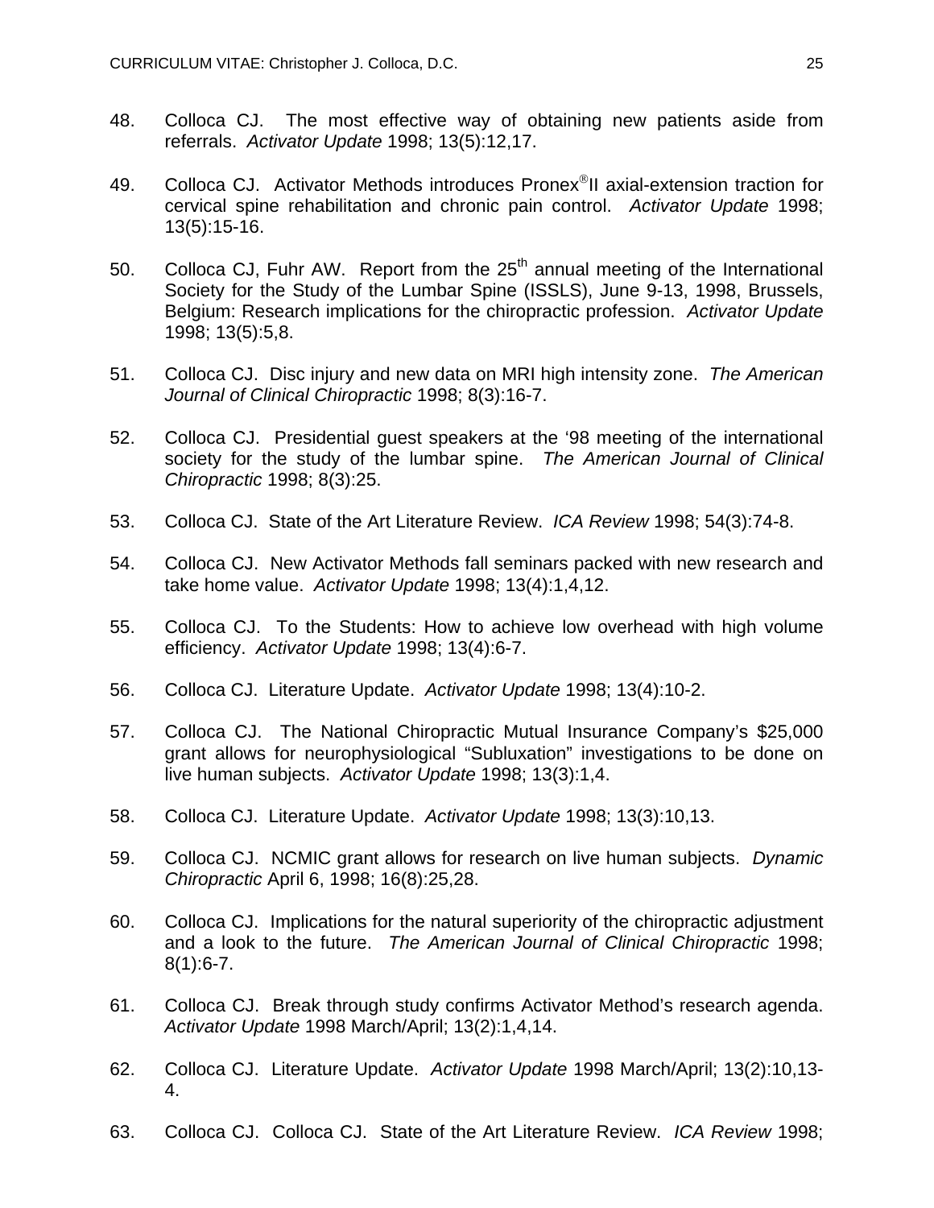48. Colloca CJ. The most effective way of obtaining new patients aside from referrals. *Activator Update* 1998; 13(5):12,17.

49. Colloca CJ. Activator Methods introduces Pronex®II axial-extension traction for cervical spine rehabilitation and chronic pain control. *Activator Update* 1998; 13(5):15-16.

50. Colloca CJ, Fuhr AW. Report from the 25th annual meeting of the International Society for the Study of the Lumbar Spine (ISSLS), June 9-13, 1998, Brussels, Belgium: Research implications for the chiropractic profession. *Activator Update* 1998; 13(5):5,8.

51. Colloca CJ. Disc injury and new data on MRI high intensity zone. *The American Journal of Clinical Chiropractic* 1998; 8(3):16-7.

52. Colloca CJ. Presidential guest speakers at the '98 meeting of the international society for the study of the lumbar spine. *The American Journal of Clinical Chiropractic* 1998; 8(3):25.

53. Colloca CJ. State of the Art Literature Review. *ICA Review* 1998; 54(3):74-8.

54. Colloca CJ. New Activator Methods fall seminars packed with new research and take home value. *Activator Update* 1998; 13(4):1,4,12.

55. Colloca CJ. To the Students: How to achieve low overhead with high volume efficiency. *Activator Update* 1998; 13(4):6-7.

56. Colloca CJ. Literature Update. *Activator Update* 1998; 13(4):10-2.

57. Colloca CJ. The National Chiropractic Mutual Insurance Company's $25,000 grant allows for neurophysiological "Subluxation" investigations to be done on live human subjects. *Activator Update* 1998; 13(3):1,4.

58. Colloca CJ. Literature Update. *Activator Update* 1998; 13(3):10,13.

59. Colloca CJ. NCMIC grant allows for research on live human subjects. *Dynamic Chiropractic* April 6, 1998; 16(8):25,28.

60. Colloca CJ. Implications for the natural superiority of the chiropractic adjustment and a look to the future. *The American Journal of Clinical Chiropractic* 1998; 8(1):6-7.

61. Colloca CJ. Break through study confirms Activator Method's research agenda. *Activator Update* 1998 March/April; 13(2):1,4,14.

62. Colloca CJ. Literature Update. *Activator Update* 1998 March/April; 13(2):10,13-4.

63. Colloca CJ. Colloca CJ. State of the Art Literature Review. *ICA Review* 1998;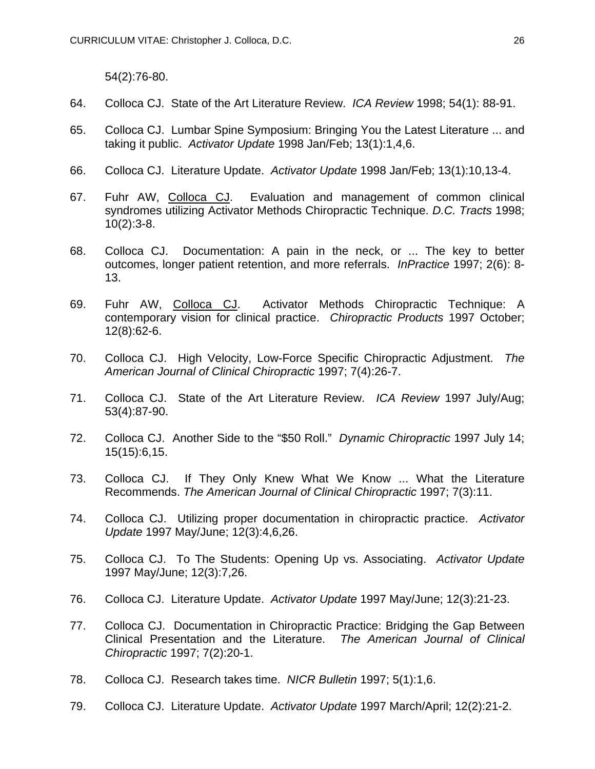54(2):76-80.

64. Colloca CJ. State of the Art Literature Review. *ICA Review* 1998; 54(1): 88-91.

65. Colloca CJ. Lumbar Spine Symposium: Bringing You the Latest Literature ... and taking it public. *Activator Update* 1998 Jan/Feb; 13(1):1,4,6.

66. Colloca CJ. Literature Update. *Activator Update* 1998 Jan/Feb; 13(1):10,13-4.

67. Fuhr AW, <u>Colloca CJ</u>. Evaluation and management of common clinical syndromes utilizing Activator Methods Chiropractic Technique. *D.C. Tracts* 1998; 10(2):3-8.

68. Colloca CJ. Documentation: A pain in the neck, or ... The key to better outcomes, longer patient retention, and more referrals. *InPractice* 1997; 2(6): 8-13.

69. Fuhr AW, <u>Colloca CJ</u>. Activator Methods Chiropractic Technique: A contemporary vision for clinical practice. *Chiropractic Products* 1997 October; 12(8):62-6.

70. Colloca CJ. High Velocity, Low-Force Specific Chiropractic Adjustment. *The American Journal of Clinical Chiropractic* 1997; 7(4):26-7.

71. Colloca CJ. State of the Art Literature Review. *ICA Review* 1997 July/Aug; 53(4):87-90.

72. Colloca CJ. Another Side to the "$50 Roll." *Dynamic Chiropractic* 1997 July 14; 15(15):6,15.

73. Colloca CJ. If They Only Knew What We Know ... What the Literature Recommends. *The American Journal of Clinical Chiropractic* 1997; 7(3):11.

74. Colloca CJ. Utilizing proper documentation in chiropractic practice. *Activator Update* 1997 May/June; 12(3):4,6,26.

75. Colloca CJ. To The Students: Opening Up vs. Associating. *Activator Update* 1997 May/June; 12(3):7,26.

76. Colloca CJ. Literature Update. *Activator Update* 1997 May/June; 12(3):21-23.

77. Colloca CJ. Documentation in Chiropractic Practice: Bridging the Gap Between Clinical Presentation and the Literature. *The American Journal of Clinical Chiropractic* 1997; 7(2):20-1.

78. Colloca CJ. Research takes time. *NICR Bulletin* 1997; 5(1):1,6.

79. Colloca CJ. Literature Update. *Activator Update* 1997 March/April; 12(2):21-2.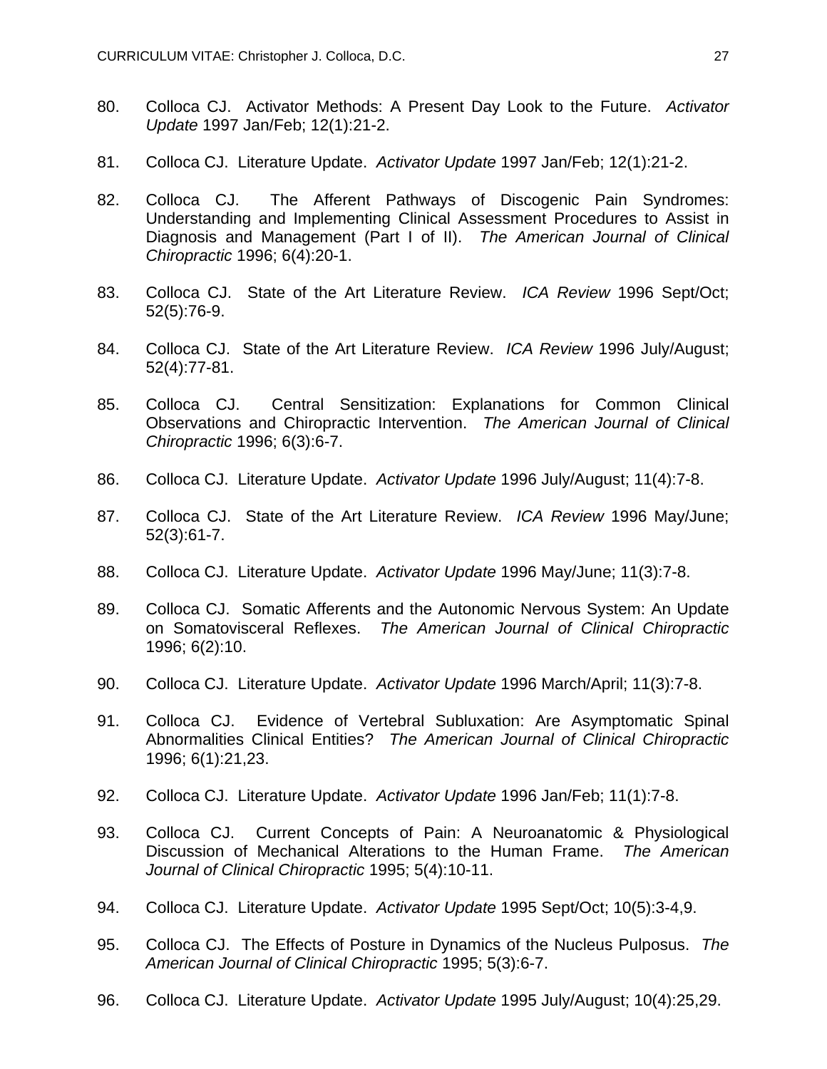80. Colloca CJ. Activator Methods: A Present Day Look to the Future. *Activator Update* 1997 Jan/Feb; 12(1):21-2.

81. Colloca CJ. Literature Update. *Activator Update* 1997 Jan/Feb; 12(1):21-2.

82. Colloca CJ. The Afferent Pathways of Discogenic Pain Syndromes: Understanding and Implementing Clinical Assessment Procedures to Assist in Diagnosis and Management (Part I of II). *The American Journal of Clinical Chiropractic* 1996; 6(4):20-1.

83. Colloca CJ. State of the Art Literature Review. *ICA Review* 1996 Sept/Oct; 52(5):76-9.

84. Colloca CJ. State of the Art Literature Review. *ICA Review* 1996 July/August; 52(4):77-81.

85. Colloca CJ. Central Sensitization: Explanations for Common Clinical Observations and Chiropractic Intervention. *The American Journal of Clinical Chiropractic* 1996; 6(3):6-7.

86. Colloca CJ. Literature Update. *Activator Update* 1996 July/August; 11(4):7-8.

87. Colloca CJ. State of the Art Literature Review. *ICA Review* 1996 May/June; 52(3):61-7.

88. Colloca CJ. Literature Update. *Activator Update* 1996 May/June; 11(3):7-8.

89. Colloca CJ. Somatic Afferents and the Autonomic Nervous System: An Update on Somatovisceral Reflexes. *The American Journal of Clinical Chiropractic* 1996; 6(2):10.

90. Colloca CJ. Literature Update. *Activator Update* 1996 March/April; 11(3):7-8.

91. Colloca CJ. Evidence of Vertebral Subluxation: Are Asymptomatic Spinal Abnormalities Clinical Entities? *The American Journal of Clinical Chiropractic* 1996; 6(1):21,23.

92. Colloca CJ. Literature Update. *Activator Update* 1996 Jan/Feb; 11(1):7-8.

93. Colloca CJ. Current Concepts of Pain: A Neuroanatomic & Physiological Discussion of Mechanical Alterations to the Human Frame. *The American Journal of Clinical Chiropractic* 1995; 5(4):10-11.

94. Colloca CJ. Literature Update. *Activator Update* 1995 Sept/Oct; 10(5):3-4,9.

95. Colloca CJ. The Effects of Posture in Dynamics of the Nucleus Pulposus. *The American Journal of Clinical Chiropractic* 1995; 5(3):6-7.

96. Colloca CJ. Literature Update. *Activator Update* 1995 July/August; 10(4):25,29.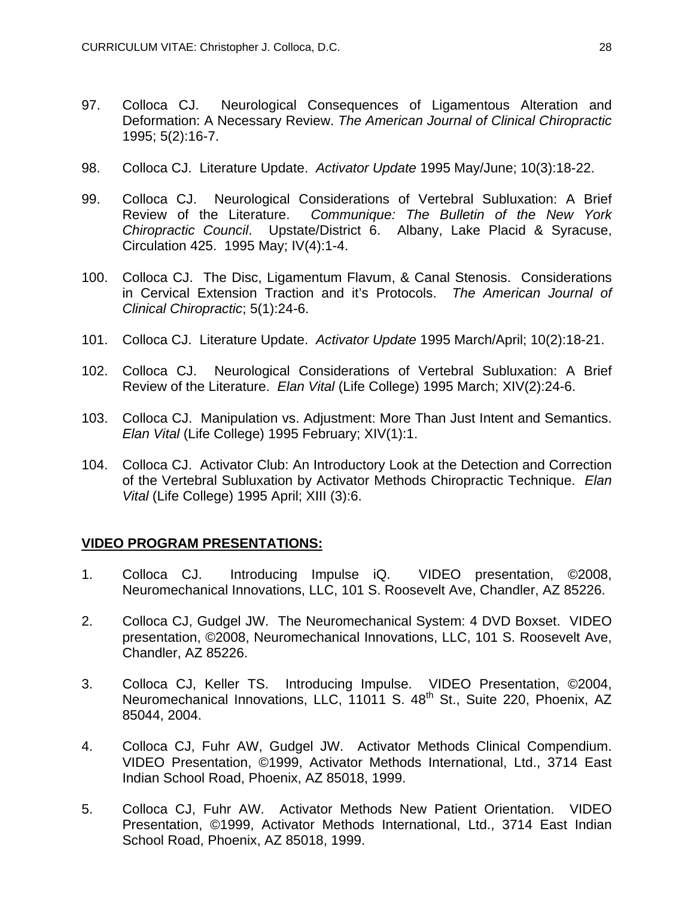97. Colloca CJ. Neurological Consequences of Ligamentous Alteration and Deformation: A Necessary Review. *The American Journal of Clinical Chiropractic* 1995; 5(2):16-7.

98. Colloca CJ. Literature Update. *Activator Update* 1995 May/June; 10(3):18-22.

99. Colloca CJ. Neurological Considerations of Vertebral Subluxation: A Brief Review of the Literature. *Communique: The Bulletin of the New York Chiropractic Council*. Upstate/District 6. Albany, Lake Placid & Syracuse, Circulation 425. 1995 May; IV(4):1-4.

100. Colloca CJ. The Disc, Ligamentum Flavum, & Canal Stenosis. Considerations in Cervical Extension Traction and it's Protocols. *The American Journal of Clinical Chiropractic*; 5(1):24-6.

101. Colloca CJ. Literature Update. *Activator Update* 1995 March/April; 10(2):18-21.

102. Colloca CJ. Neurological Considerations of Vertebral Subluxation: A Brief Review of the Literature. *Elan Vital* (Life College) 1995 March; XIV(2):24-6.

103. Colloca CJ. Manipulation vs. Adjustment: More Than Just Intent and Semantics. *Elan Vital* (Life College) 1995 February; XIV(1):1.

104. Colloca CJ. Activator Club: An Introductory Look at the Detection and Correction of the Vertebral Subluxation by Activator Methods Chiropractic Technique. *Elan Vital* (Life College) 1995 April; XIII (3):6.

## VIDEO PROGRAM PRESENTATIONS:

1. Colloca CJ. Introducing Impulse iQ. VIDEO presentation, ©2008, Neuromechanical Innovations, LLC, 101 S. Roosevelt Ave, Chandler, AZ 85226.

2. Colloca CJ, Gudgel JW. The Neuromechanical System: 4 DVD Boxset. VIDEO presentation, ©2008, Neuromechanical Innovations, LLC, 101 S. Roosevelt Ave, Chandler, AZ 85226.

3. Colloca CJ, Keller TS. Introducing Impulse. VIDEO Presentation, ©2004, Neuromechanical Innovations, LLC, 11011 S. 48th St., Suite 220, Phoenix, AZ 85044, 2004.

4. Colloca CJ, Fuhr AW, Gudgel JW. Activator Methods Clinical Compendium. VIDEO Presentation, ©1999, Activator Methods International, Ltd., 3714 East Indian School Road, Phoenix, AZ 85018, 1999.

5. Colloca CJ, Fuhr AW. Activator Methods New Patient Orientation. VIDEO Presentation, ©1999, Activator Methods International, Ltd., 3714 East Indian School Road, Phoenix, AZ 85018, 1999.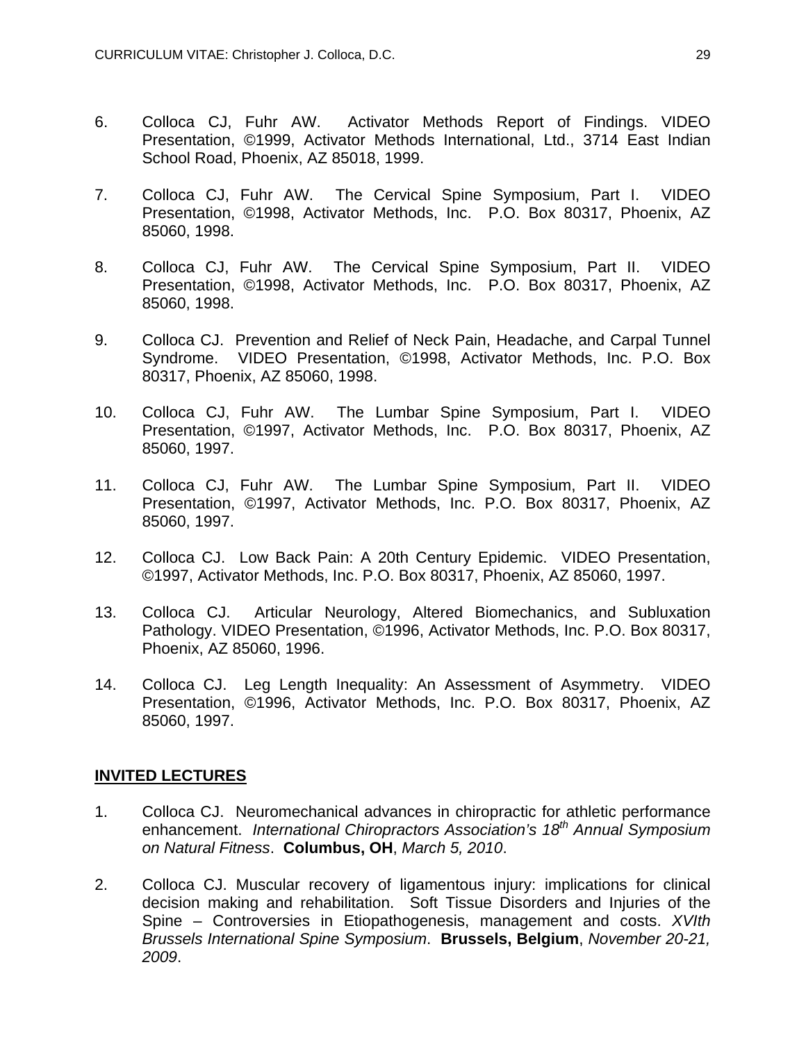6. Colloca CJ, Fuhr AW. Activator Methods Report of Findings. VIDEO Presentation, ©1999, Activator Methods International, Ltd., 3714 East Indian School Road, Phoenix, AZ 85018, 1999.

7. Colloca CJ, Fuhr AW. The Cervical Spine Symposium, Part I. VIDEO Presentation, ©1998, Activator Methods, Inc. P.O. Box 80317, Phoenix, AZ 85060, 1998.

8. Colloca CJ, Fuhr AW. The Cervical Spine Symposium, Part II. VIDEO Presentation, ©1998, Activator Methods, Inc. P.O. Box 80317, Phoenix, AZ 85060, 1998.

9. Colloca CJ. Prevention and Relief of Neck Pain, Headache, and Carpal Tunnel Syndrome. VIDEO Presentation, ©1998, Activator Methods, Inc. P.O. Box 80317, Phoenix, AZ 85060, 1998.

10. Colloca CJ, Fuhr AW. The Lumbar Spine Symposium, Part I. VIDEO Presentation, ©1997, Activator Methods, Inc. P.O. Box 80317, Phoenix, AZ 85060, 1997.

11. Colloca CJ, Fuhr AW. The Lumbar Spine Symposium, Part II. VIDEO Presentation, ©1997, Activator Methods, Inc. P.O. Box 80317, Phoenix, AZ 85060, 1997.

12. Colloca CJ. Low Back Pain: A 20th Century Epidemic. VIDEO Presentation, ©1997, Activator Methods, Inc. P.O. Box 80317, Phoenix, AZ 85060, 1997.

13. Colloca CJ. Articular Neurology, Altered Biomechanics, and Subluxation Pathology. VIDEO Presentation, ©1996, Activator Methods, Inc. P.O. Box 80317, Phoenix, AZ 85060, 1996.

14. Colloca CJ. Leg Length Inequality: An Assessment of Asymmetry. VIDEO Presentation, ©1996, Activator Methods, Inc. P.O. Box 80317, Phoenix, AZ 85060, 1997.

## INVITED LECTURES

1. Colloca CJ. Neuromechanical advances in chiropractic for athletic performance enhancement. *International Chiropractors Association's 18th Annual Symposium on Natural Fitness*. **Columbus, OH**, *March 5, 2010*.

2. Colloca CJ. Muscular recovery of ligamentous injury: implications for clinical decision making and rehabilitation. Soft Tissue Disorders and Injuries of the Spine – Controversies in Etiopathogenesis, management and costs. *XVIth Brussels International Spine Symposium*. **Brussels, Belgium**, *November 20-21, 2009*.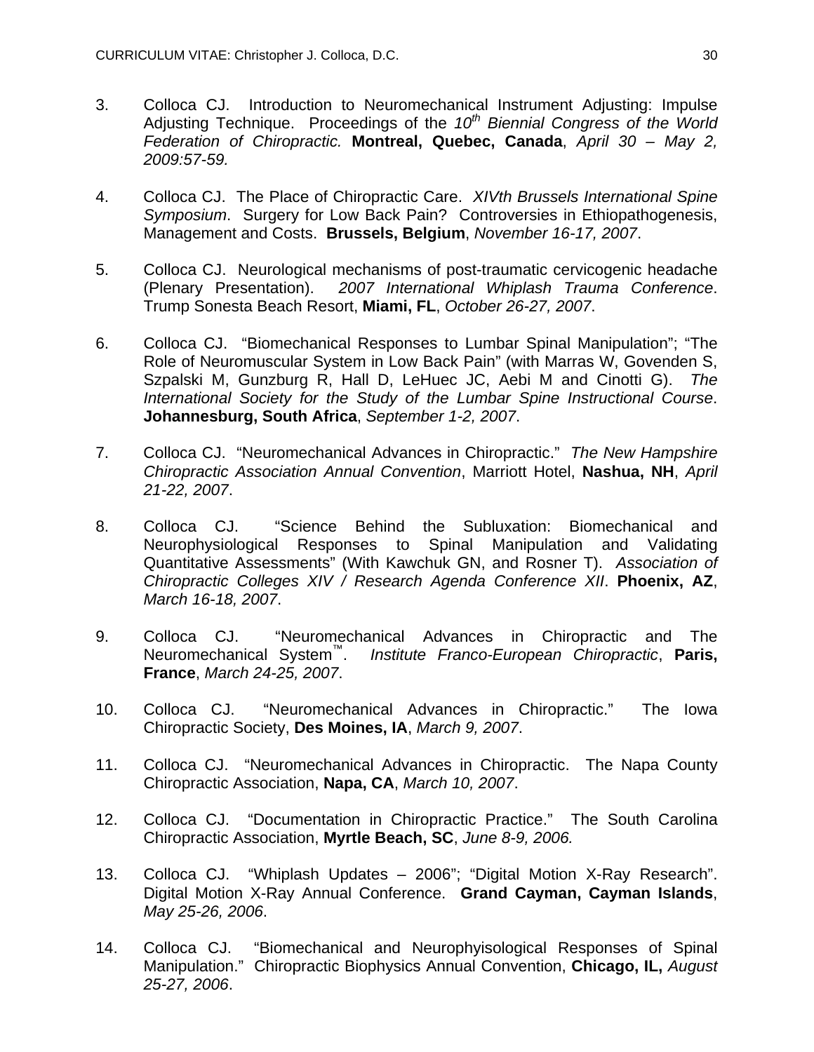3. Colloca CJ. Introduction to Neuromechanical Instrument Adjusting: Impulse Adjusting Technique. Proceedings of the *10th Biennial Congress of the World Federation of Chiropractic.* **Montreal, Quebec, Canada**, *April 30 – May 2, 2009:57-59.*

4. Colloca CJ. The Place of Chiropractic Care. *XIVth Brussels International Spine Symposium*. Surgery for Low Back Pain? Controversies in Ethiopathogenesis, Management and Costs. **Brussels, Belgium**, *November 16-17, 2007*.

5. Colloca CJ. Neurological mechanisms of post-traumatic cervicogenic headache (Plenary Presentation). *2007 International Whiplash Trauma Conference*. Trump Sonesta Beach Resort, **Miami, FL**, *October 26-27, 2007*.

6. Colloca CJ. "Biomechanical Responses to Lumbar Spinal Manipulation"; "The Role of Neuromuscular System in Low Back Pain" (with Marras W, Govenden S, Szpalski M, Gunzburg R, Hall D, LeHuec JC, Aebi M and Cinotti G). *The International Society for the Study of the Lumbar Spine Instructional Course*. **Johannesburg, South Africa**, *September 1-2, 2007*.

7. Colloca CJ. "Neuromechanical Advances in Chiropractic." *The New Hampshire Chiropractic Association Annual Convention*, Marriott Hotel, **Nashua, NH**, *April 21-22, 2007*.

8. Colloca CJ. "Science Behind the Subluxation: Biomechanical and Neurophysiological Responses to Spinal Manipulation and Validating Quantitative Assessments" (With Kawchuk GN, and Rosner T). *Association of Chiropractic Colleges XIV / Research Agenda Conference XII*. **Phoenix, AZ**, *March 16-18, 2007*.

9. Colloca CJ. "Neuromechanical Advances in Chiropractic and The Neuromechanical System™". *Institute Franco-European Chiropractic*, **Paris, France**, *March 24-25, 2007*.

10. Colloca CJ. "Neuromechanical Advances in Chiropractic." The Iowa Chiropractic Society, **Des Moines, IA**, *March 9, 2007*.

11. Colloca CJ. "Neuromechanical Advances in Chiropractic. The Napa County Chiropractic Association, **Napa, CA**, *March 10, 2007*.

12. Colloca CJ. "Documentation in Chiropractic Practice." The South Carolina Chiropractic Association, **Myrtle Beach, SC**, *June 8-9, 2006.*

13. Colloca CJ. "Whiplash Updates – 2006"; "Digital Motion X-Ray Research". Digital Motion X-Ray Annual Conference. **Grand Cayman, Cayman Islands**, *May 25-26, 2006*.

14. Colloca CJ. "Biomechanical and Neurophyisological Responses of Spinal Manipulation." Chiropractic Biophysics Annual Convention, **Chicago, IL,** *August 25-27, 2006*.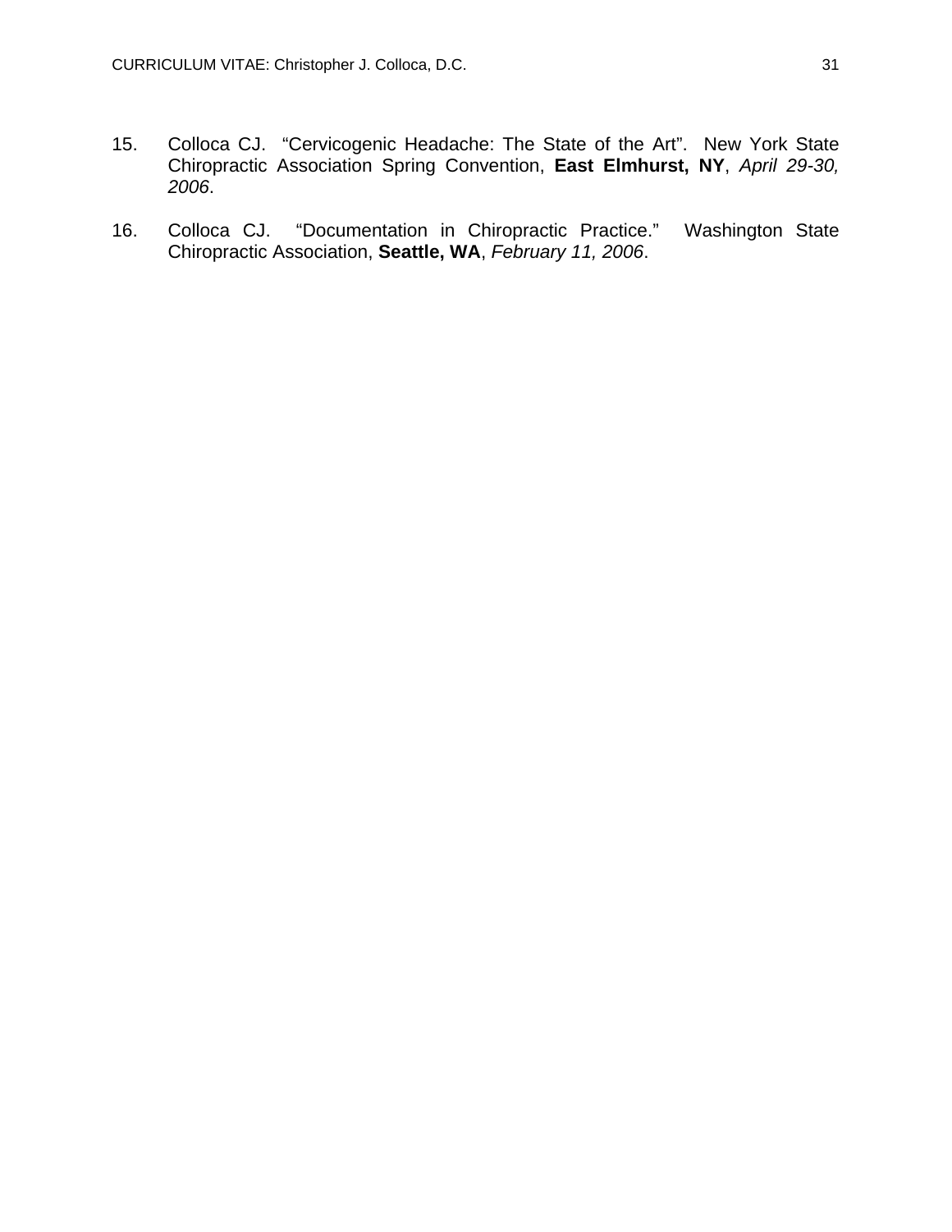15. Colloca CJ. “Cervicogenic Headache: The State of the Art”. New York State Chiropractic Association Spring Convention, **East Elmhurst, NY**, *April 29-30, 2006*.

16. Colloca CJ. “Documentation in Chiropractic Practice.” Washington State Chiropractic Association, **Seattle, WA**, *February 11, 2006*.